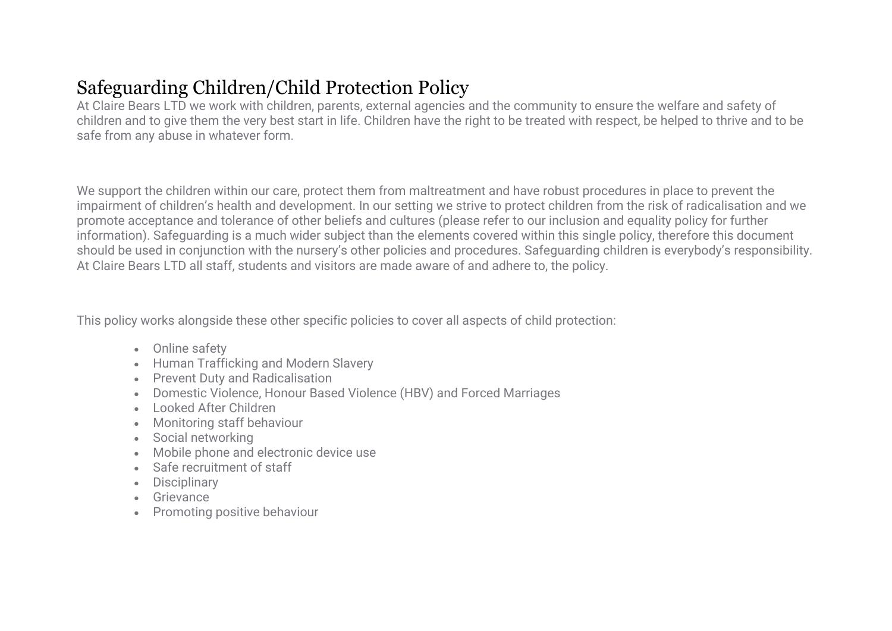# Safeguarding Children/Child Protection Policy

At Claire Bears LTD we work with children, parents, external agencies and the community to ensure the welfare and safety of children and to give them the very best start in life. Children have the right to be treated with respect, be helped to thrive and to be safe from any abuse in whatever form.

We support the children within our care, protect them from maltreatment and have robust procedures in place to prevent the impairment of children's health and development. In our setting we strive to protect children from the risk of radicalisation and we promote acceptance and tolerance of other beliefs and cultures (please refer to our inclusion and equality policy for further information). Safeguarding is a much wider subject than the elements covered within this single policy, therefore this document should be used in conjunction with the nursery's other policies and procedures. Safeguarding children is everybody's responsibility. At Claire Bears LTD all staff, students and visitors are made aware of and adhere to, the policy.

This policy works alongside these other specific policies to cover all aspects of child protection:

- Online safety
- Human Trafficking and Modern Slavery
- Prevent Duty and Radicalisation
- Domestic Violence, Honour Based Violence (HBV) and Forced Marriages
- Looked After Children
- Monitoring staff behaviour
- Social networking
- Mobile phone and electronic device use
- Safe recruitment of staff
- Disciplinary
- Grievance
- Promoting positive behaviour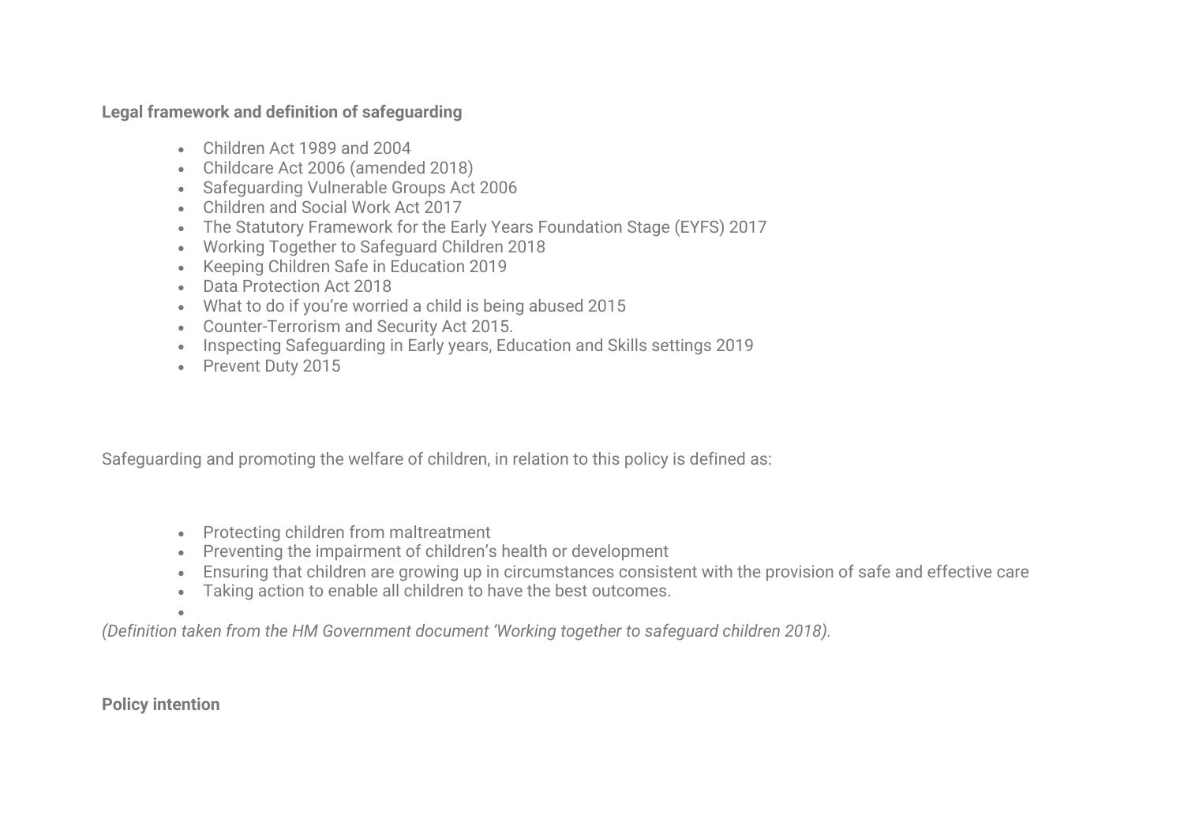**Legal framework and definition of safeguarding**

- Children Act 1989 and 2004
- Childcare Act 2006 (amended 2018)
- Safeguarding Vulnerable Groups Act 2006
- Children and Social Work Act 2017
- The Statutory Framework for the Early Years Foundation Stage (EYFS) 2017
- Working Together to Safeguard Children 2018
- Keeping Children Safe in Education 2019
- Data Protection Act 2018
- What to do if you're worried a child is being abused 2015
- Counter-Terrorism and Security Act 2015.
- Inspecting Safeguarding in Early years, Education and Skills settings 2019
- Prevent Duty 2015

Safeguarding and promoting the welfare of children, in relation to this policy is defined as:

- Protecting children from maltreatment
- Preventing the impairment of children's health or development
- Ensuring that children are growing up in circumstances consistent with the provision of safe and effective care
- Taking action to enable all children to have the best outcomes.

*(Definition taken from the HM Government document 'Working together to safeguard children 2018).*

**Policy intention**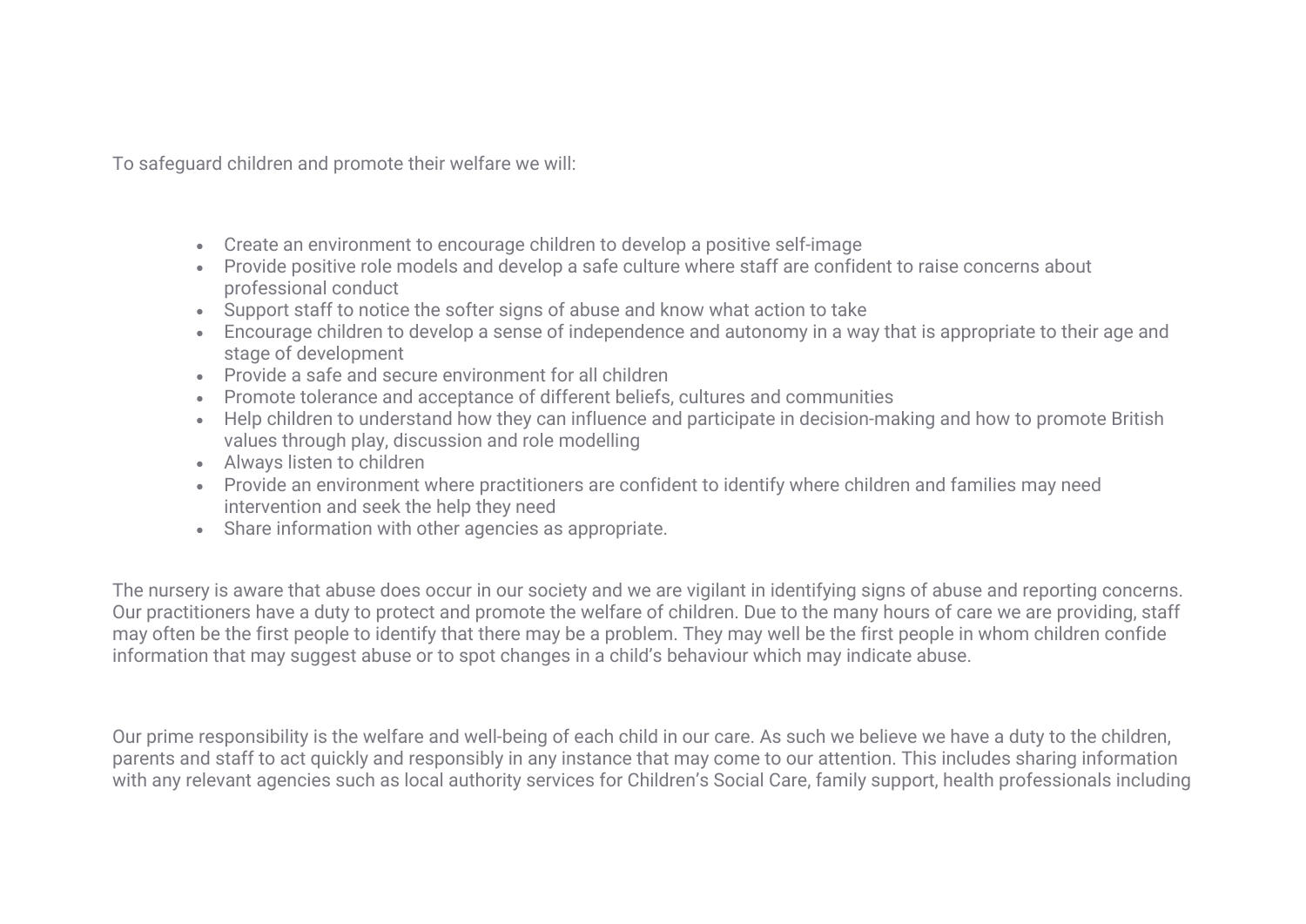To safeguard children and promote their welfare we will:

- Create an environment to encourage children to develop a positive self-image
- Provide positive role models and develop a safe culture where staff are confident to raise concerns about professional conduct
- Support staff to notice the softer signs of abuse and know what action to take
- Encourage children to develop a sense of independence and autonomy in a way that is appropriate to their age and stage of development
- Provide a safe and secure environment for all children
- Promote tolerance and acceptance of different beliefs, cultures and communities
- Help children to understand how they can influence and participate in decision-making and how to promote British values through play, discussion and role modelling
- Always listen to children
- Provide an environment where practitioners are confident to identify where children and families may need intervention and seek the help they need
- Share information with other agencies as appropriate.

The nursery is aware that abuse does occur in our society and we are vigilant in identifying signs of abuse and reporting concerns. Our practitioners have a duty to protect and promote the welfare of children. Due to the many hours of care we are providing, staff may often be the first people to identify that there may be a problem. They may well be the first people in whom children confide information that may suggest abuse or to spot changes in a child's behaviour which may indicate abuse.

Our prime responsibility is the welfare and well-being of each child in our care. As such we believe we have a duty to the children, parents and staff to act quickly and responsibly in any instance that may come to our attention. This includes sharing information with any relevant agencies such as local authority services for Children's Social Care, family support, health professionals including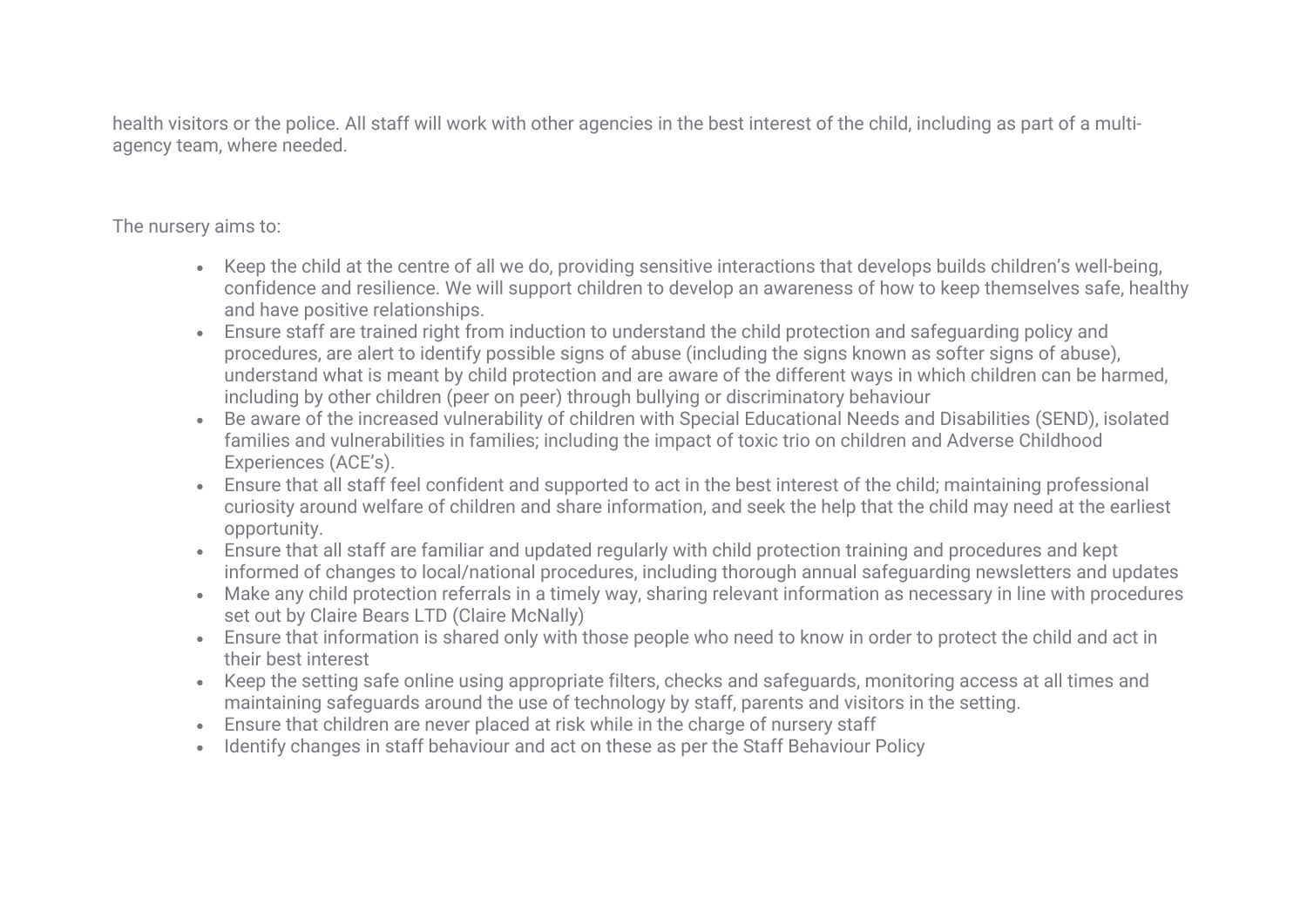health visitors or the police. All staff will work with other agencies in the best interest of the child, including as part of a multi-agency team, where needed.

The nursery aims to:

- Keep the child at the centre of all we do, providing sensitive interactions that develops builds children's well-being, confidence and resilience. We will support children to develop an awareness of how to keep themselves safe, healthy and have positive relationships.
- Ensure staff are trained right from induction to understand the child protection and safeguarding policy and procedures, are alert to identify possible signs of abuse (including the signs known as softer signs of abuse), understand what is meant by child protection and are aware of the different ways in which children can be harmed, including by other children (peer on peer) through bullying or discriminatory behaviour
- Be aware of the increased vulnerability of children with Special Educational Needs and Disabilities (SEND), isolated families and vulnerabilities in families; including the impact of toxic trio on children and Adverse Childhood Experiences (ACE's).
- Ensure that all staff feel confident and supported to act in the best interest of the child; maintaining professional curiosity around welfare of children and share information, and seek the help that the child may need at the earliest opportunity.
- Ensure that all staff are familiar and updated regularly with child protection training and procedures and kept informed of changes to local/national procedures, including thorough annual safeguarding newsletters and updates
- Make any child protection referrals in a timely way, sharing relevant information as necessary in line with procedures set out by Claire Bears LTD (Claire McNally)
- Ensure that information is shared only with those people who need to know in order to protect the child and act in their best interest
- Keep the setting safe online using appropriate filters, checks and safeguards, monitoring access at all times and maintaining safeguards around the use of technology by staff, parents and visitors in the setting.
- Ensure that children are never placed at risk while in the charge of nursery staff
- Identify changes in staff behaviour and act on these as per the Staff Behaviour Policy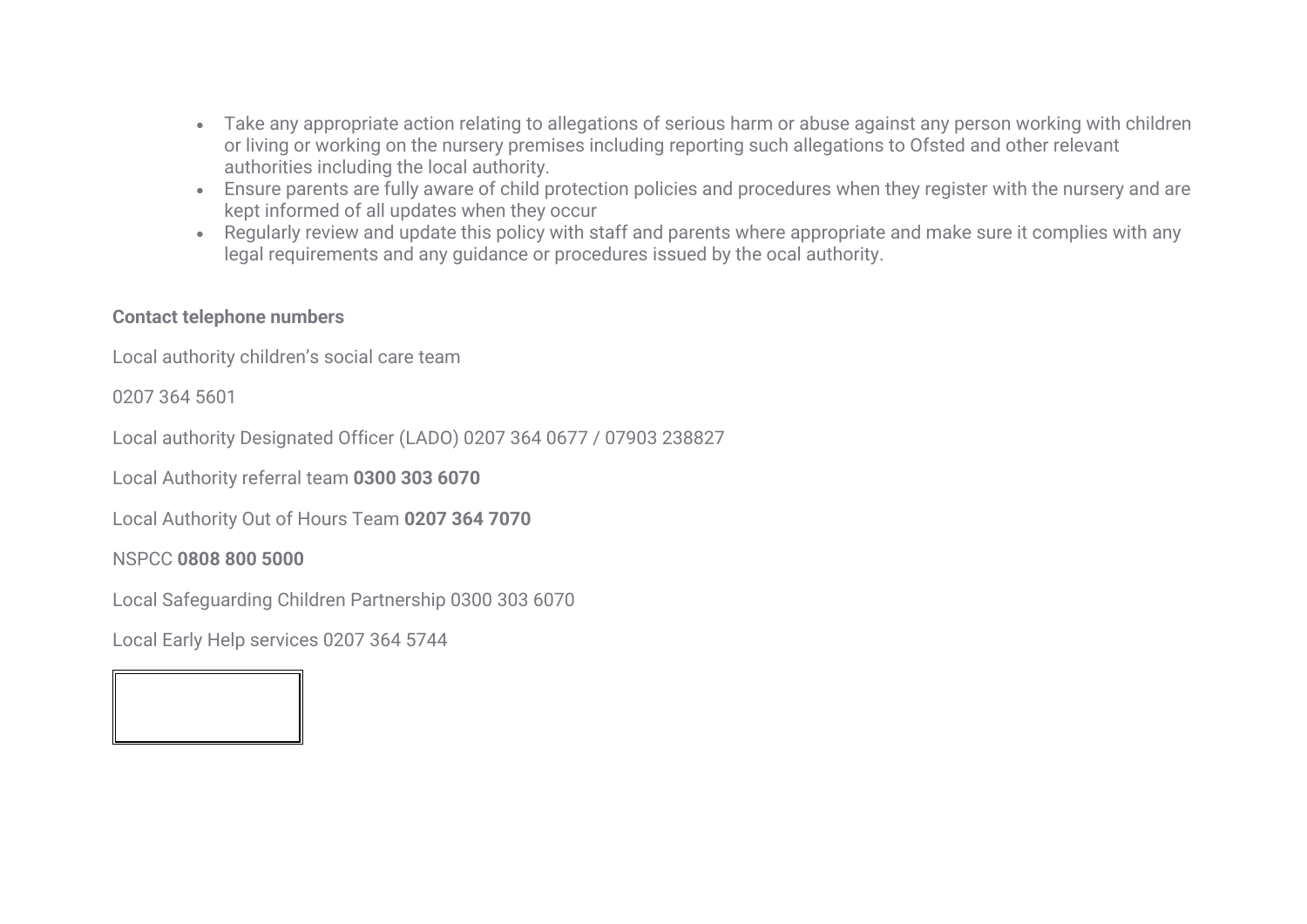- Take any appropriate action relating to allegations of serious harm or abuse against any person working with children or living or working on the nursery premises including reporting such allegations to Ofsted and other relevant authorities including the local authority.
- Ensure parents are fully aware of child protection policies and procedures when they register with the nursery and are kept informed of all updates when they occur
- Regularly review and update this policy with staff and parents where appropriate and make sure it complies with any legal requirements and any guidance or procedures issued by the ocal authority.

**Contact telephone numbers**

Local authority children's social care team

0207 364 5601

Local authority Designated Officer (LADO) 0207 364 0677 / 07903 238827

Local Authority referral team **0300 303 6070**

Local Authority Out of Hours Team **0207 364 7070**

NSPCC **0808 800 5000**

Local Safeguarding Children Partnership 0300 303 6070

Local Early Help services 0207 364 5744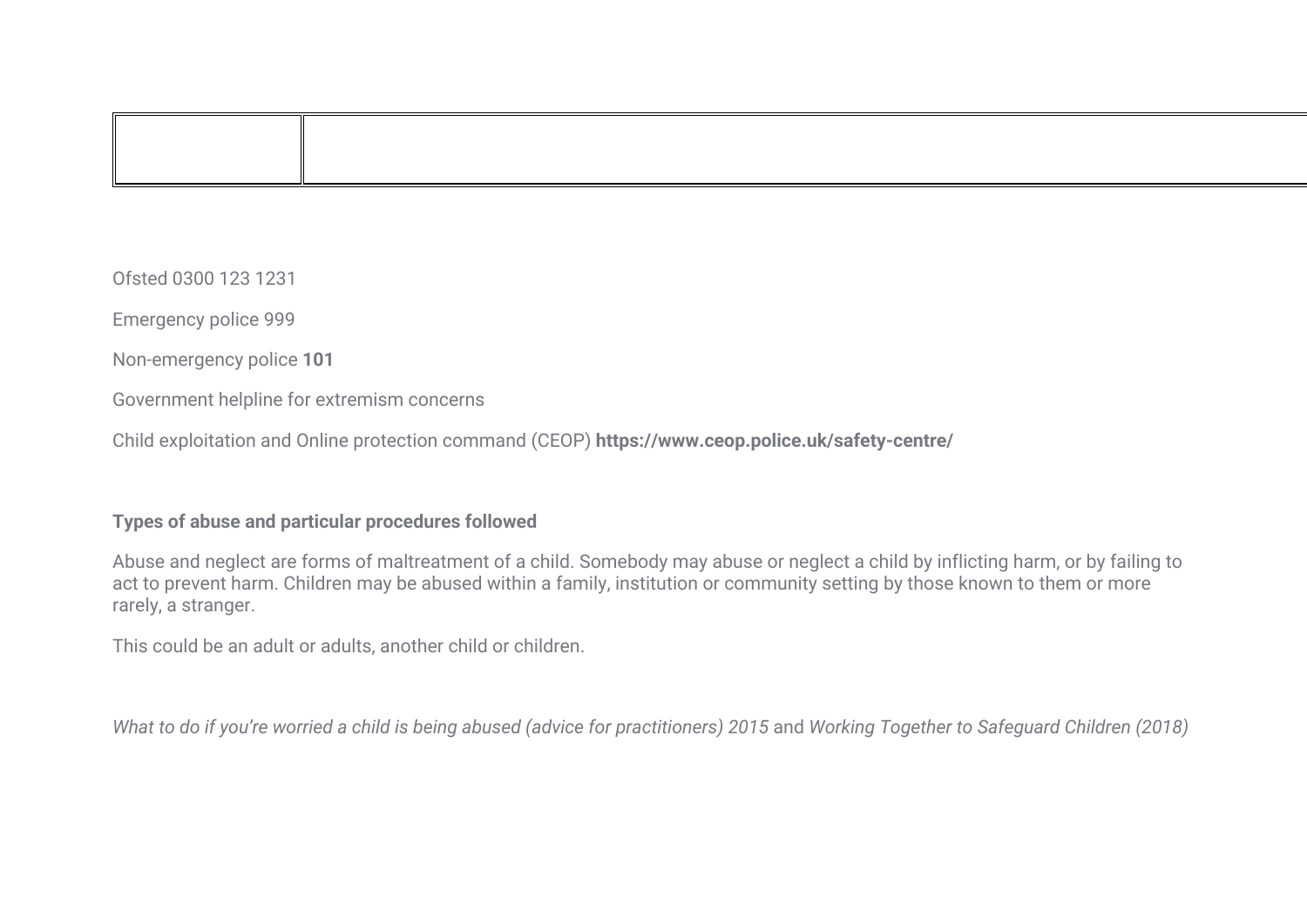| | |
|---|---|
| | |

Ofsted 0300 123 1231

Emergency police 999

Non-emergency police **101**

Government helpline for extremism concerns

Child exploitation and Online protection command (CEOP) **https://www.ceop.police.uk/safety-centre/**

**Types of abuse and particular procedures followed**

Abuse and neglect are forms of maltreatment of a child. Somebody may abuse or neglect a child by inflicting harm, or by failing to act to prevent harm. Children may be abused within a family, institution or community setting by those known to them or more rarely, a stranger.

This could be an adult or adults, another child or children.

*What to do if you're worried a child is being abused (advice for practitioners) 2015* and *Working Together to Safeguard Children (2018)*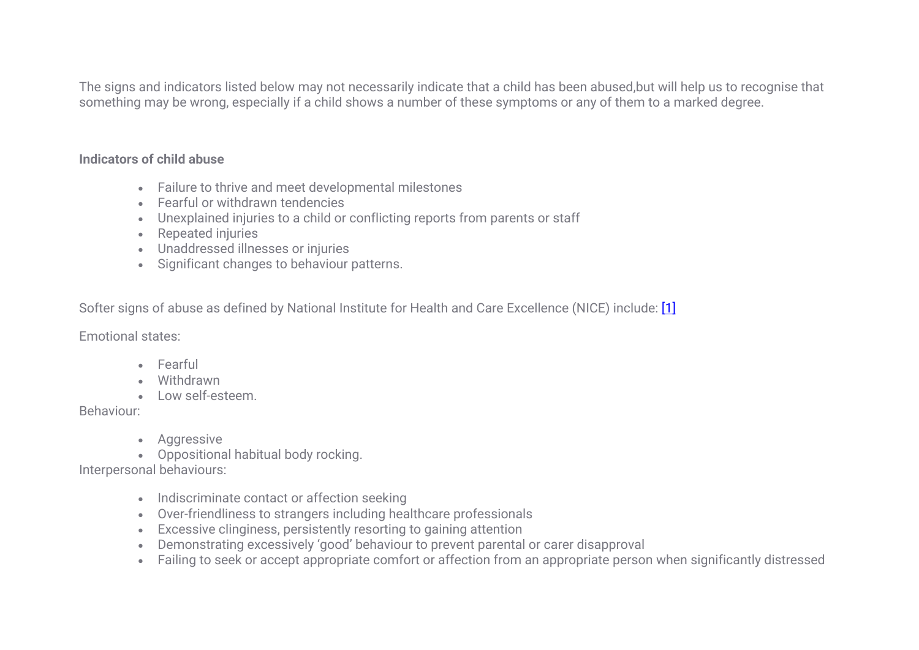The signs and indicators listed below may not necessarily indicate that a child has been abused,but will help us to recognise that something may be wrong, especially if a child shows a number of these symptoms or any of them to a marked degree.

**Indicators of child abuse**

- Failure to thrive and meet developmental milestones
- Fearful or withdrawn tendencies
- Unexplained injuries to a child or conflicting reports from parents or staff
- Repeated injuries
- Unaddressed illnesses or injuries
- Significant changes to behaviour patterns.

Softer signs of abuse as defined by National Institute for Health and Care Excellence (NICE) include: [1]

Emotional states:

- Fearful
- Withdrawn
- Low self-esteem.

Behaviour:

- Aggressive
- Oppositional habitual body rocking.

Interpersonal behaviours:

- Indiscriminate contact or affection seeking
- Over-friendliness to strangers including healthcare professionals
- Excessive clinginess, persistently resorting to gaining attention
- Demonstrating excessively 'good' behaviour to prevent parental or carer disapproval
- Failing to seek or accept appropriate comfort or affection from an appropriate person when significantly distressed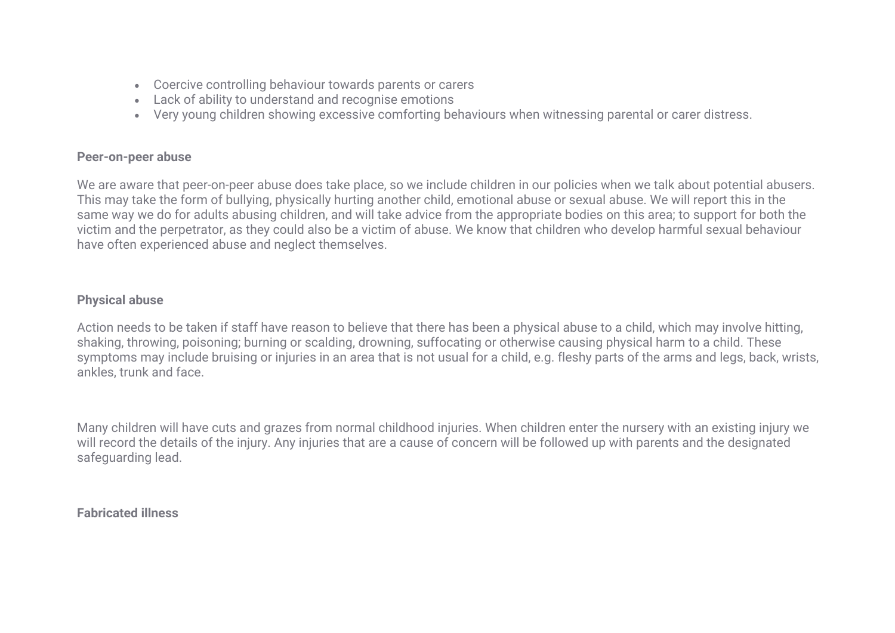- Coercive controlling behaviour towards parents or carers
- Lack of ability to understand and recognise emotions
- Very young children showing excessive comforting behaviours when witnessing parental or carer distress.

**Peer-on-peer abuse**

We are aware that peer-on-peer abuse does take place, so we include children in our policies when we talk about potential abusers. This may take the form of bullying, physically hurting another child, emotional abuse or sexual abuse. We will report this in the same way we do for adults abusing children, and will take advice from the appropriate bodies on this area; to support for both the victim and the perpetrator, as they could also be a victim of abuse. We know that children who develop harmful sexual behaviour have often experienced abuse and neglect themselves.

**Physical abuse**

Action needs to be taken if staff have reason to believe that there has been a physical abuse to a child, which may involve hitting, shaking, throwing, poisoning; burning or scalding, drowning, suffocating or otherwise causing physical harm to a child. These symptoms may include bruising or injuries in an area that is not usual for a child, e.g. fleshy parts of the arms and legs, back, wrists, ankles, trunk and face.

Many children will have cuts and grazes from normal childhood injuries. When children enter the nursery with an existing injury we will record the details of the injury. Any injuries that are a cause of concern will be followed up with parents and the designated safeguarding lead.

**Fabricated illness**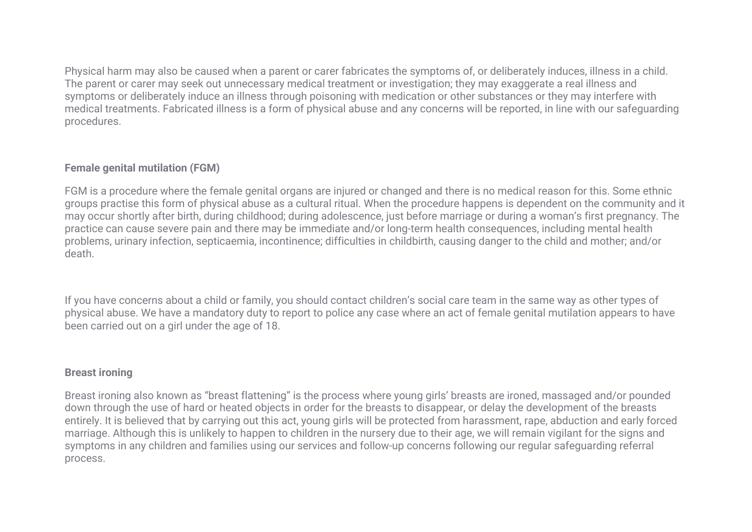Physical harm may also be caused when a parent or carer fabricates the symptoms of, or deliberately induces, illness in a child. The parent or carer may seek out unnecessary medical treatment or investigation; they may exaggerate a real illness and symptoms or deliberately induce an illness through poisoning with medication or other substances or they may interfere with medical treatments. Fabricated illness is a form of physical abuse and any concerns will be reported, in line with our safeguarding procedures.

**Female genital mutilation (FGM)**

FGM is a procedure where the female genital organs are injured or changed and there is no medical reason for this. Some ethnic groups practise this form of physical abuse as a cultural ritual. When the procedure happens is dependent on the community and it may occur shortly after birth, during childhood; during adolescence, just before marriage or during a woman's first pregnancy. The practice can cause severe pain and there may be immediate and/or long-term health consequences, including mental health problems, urinary infection, septicaemia, incontinence; difficulties in childbirth, causing danger to the child and mother; and/or death.

If you have concerns about a child or family, you should contact children's social care team in the same way as other types of physical abuse. We have a mandatory duty to report to police any case where an act of female genital mutilation appears to have been carried out on a girl under the age of 18.

**Breast ironing**

Breast ironing also known as "breast flattening" is the process where young girls' breasts are ironed, massaged and/or pounded down through the use of hard or heated objects in order for the breasts to disappear, or delay the development of the breasts entirely. It is believed that by carrying out this act, young girls will be protected from harassment, rape, abduction and early forced marriage. Although this is unlikely to happen to children in the nursery due to their age, we will remain vigilant for the signs and symptoms in any children and families using our services and follow-up concerns following our regular safeguarding referral process.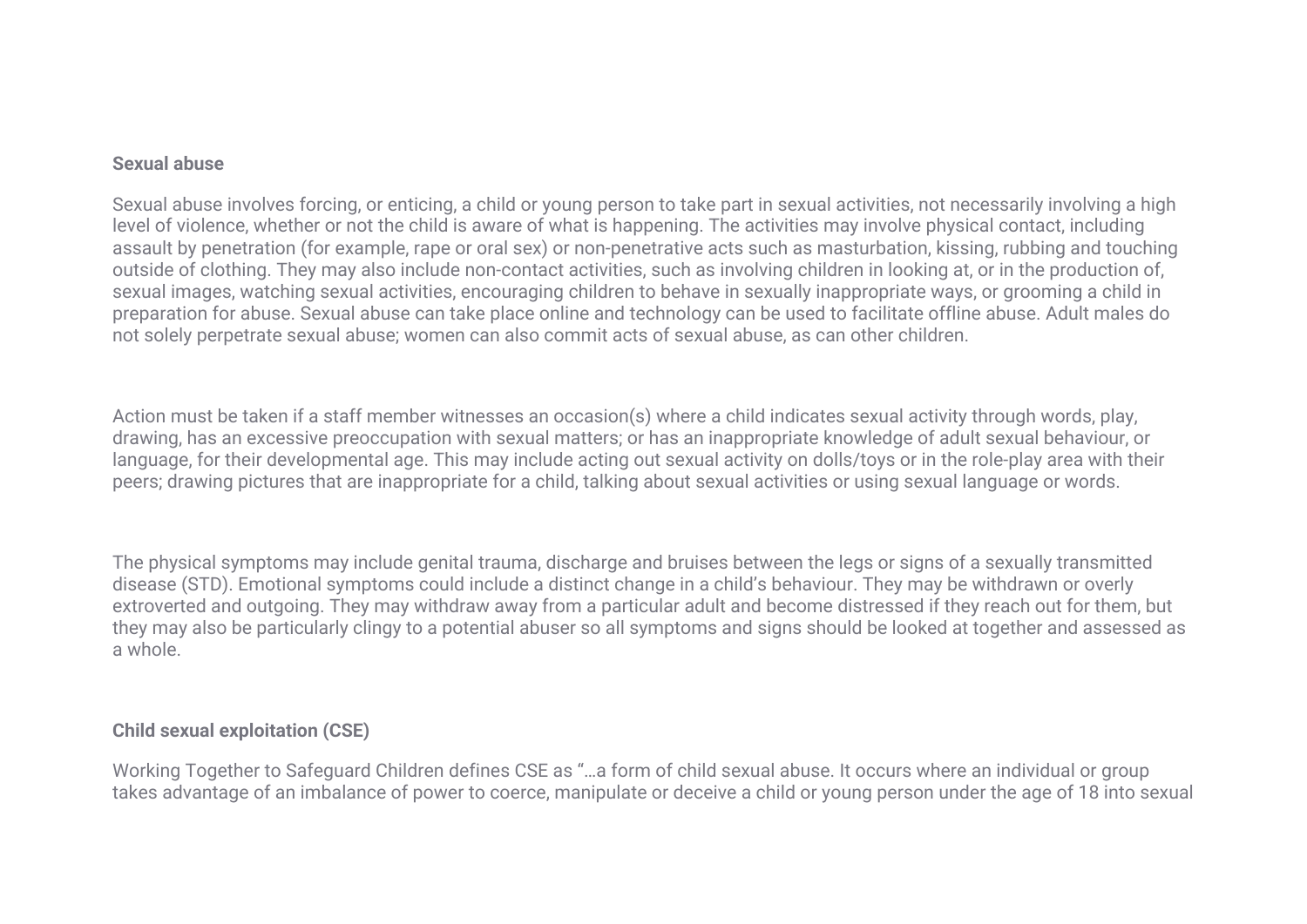**Sexual abuse**

Sexual abuse involves forcing, or enticing, a child or young person to take part in sexual activities, not necessarily involving a high level of violence, whether or not the child is aware of what is happening. The activities may involve physical contact, including assault by penetration (for example, rape or oral sex) or non-penetrative acts such as masturbation, kissing, rubbing and touching outside of clothing. They may also include non-contact activities, such as involving children in looking at, or in the production of, sexual images, watching sexual activities, encouraging children to behave in sexually inappropriate ways, or grooming a child in preparation for abuse. Sexual abuse can take place online and technology can be used to facilitate offline abuse. Adult males do not solely perpetrate sexual abuse; women can also commit acts of sexual abuse, as can other children.

Action must be taken if a staff member witnesses an occasion(s) where a child indicates sexual activity through words, play, drawing, has an excessive preoccupation with sexual matters; or has an inappropriate knowledge of adult sexual behaviour, or language, for their developmental age. This may include acting out sexual activity on dolls/toys or in the role-play area with their peers; drawing pictures that are inappropriate for a child, talking about sexual activities or using sexual language or words.

The physical symptoms may include genital trauma, discharge and bruises between the legs or signs of a sexually transmitted disease (STD). Emotional symptoms could include a distinct change in a child's behaviour. They may be withdrawn or overly extroverted and outgoing. They may withdraw away from a particular adult and become distressed if they reach out for them, but they may also be particularly clingy to a potential abuser so all symptoms and signs should be looked at together and assessed as a whole.

**Child sexual exploitation (CSE)**

Working Together to Safeguard Children defines CSE as "…a form of child sexual abuse. It occurs where an individual or group takes advantage of an imbalance of power to coerce, manipulate or deceive a child or young person under the age of 18 into sexual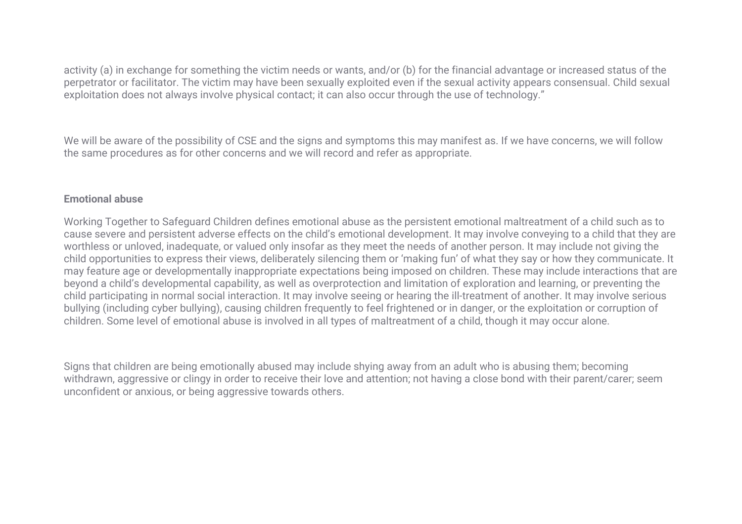activity (a) in exchange for something the victim needs or wants, and/or (b) for the financial advantage or increased status of the perpetrator or facilitator. The victim may have been sexually exploited even if the sexual activity appears consensual. Child sexual exploitation does not always involve physical contact; it can also occur through the use of technology."

We will be aware of the possibility of CSE and the signs and symptoms this may manifest as. If we have concerns, we will follow the same procedures as for other concerns and we will record and refer as appropriate.

**Emotional abuse**

Working Together to Safeguard Children defines emotional abuse as the persistent emotional maltreatment of a child such as to cause severe and persistent adverse effects on the child's emotional development. It may involve conveying to a child that they are worthless or unloved, inadequate, or valued only insofar as they meet the needs of another person. It may include not giving the child opportunities to express their views, deliberately silencing them or 'making fun' of what they say or how they communicate. It may feature age or developmentally inappropriate expectations being imposed on children. These may include interactions that are beyond a child's developmental capability, as well as overprotection and limitation of exploration and learning, or preventing the child participating in normal social interaction. It may involve seeing or hearing the ill-treatment of another. It may involve serious bullying (including cyber bullying), causing children frequently to feel frightened or in danger, or the exploitation or corruption of children. Some level of emotional abuse is involved in all types of maltreatment of a child, though it may occur alone.

Signs that children are being emotionally abused may include shying away from an adult who is abusing them; becoming withdrawn, aggressive or clingy in order to receive their love and attention; not having a close bond with their parent/carer; seem unconfident or anxious, or being aggressive towards others.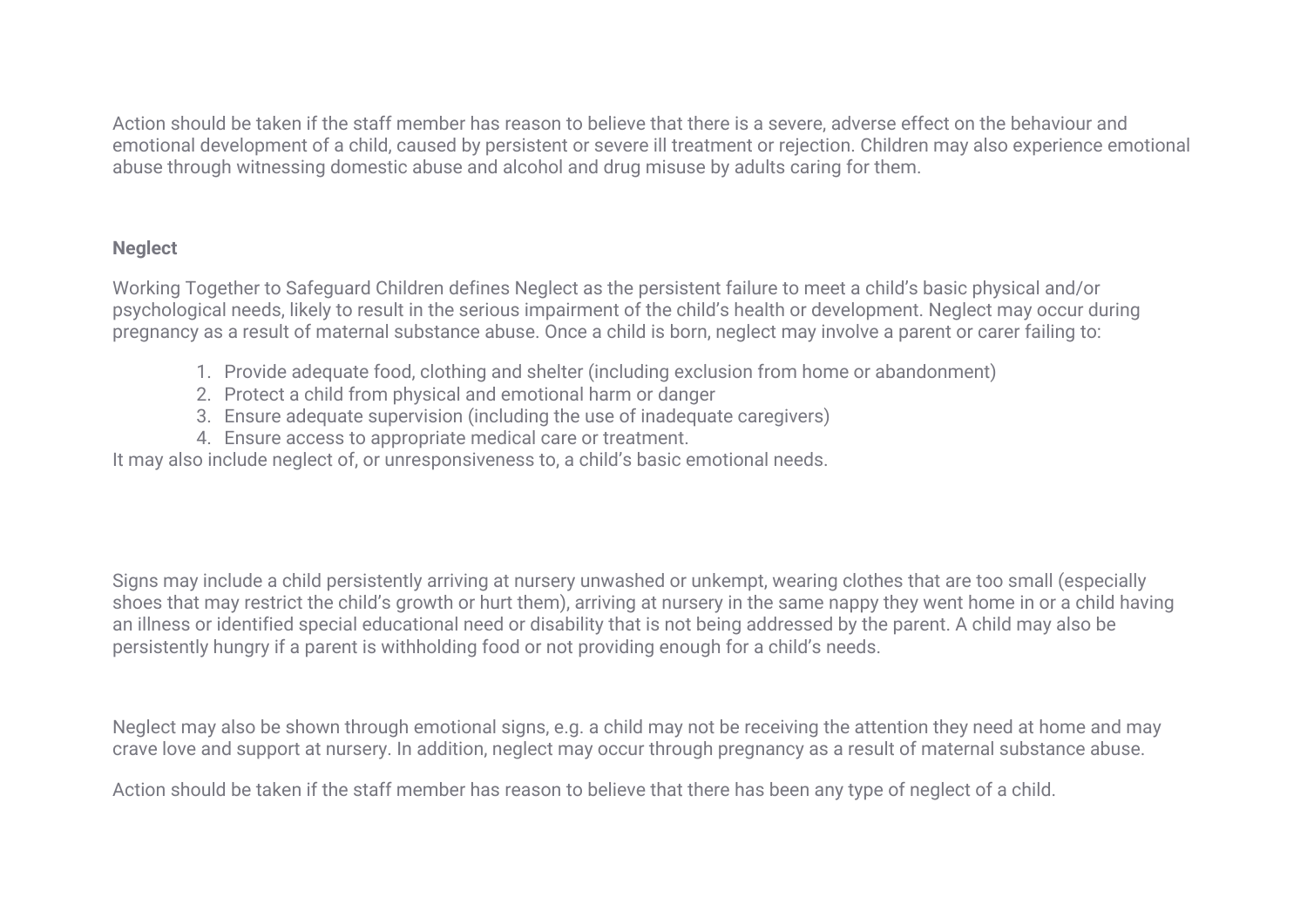Action should be taken if the staff member has reason to believe that there is a severe, adverse effect on the behaviour and emotional development of a child, caused by persistent or severe ill treatment or rejection. Children may also experience emotional abuse through witnessing domestic abuse and alcohol and drug misuse by adults caring for them.

**Neglect**

Working Together to Safeguard Children defines Neglect as the persistent failure to meet a child's basic physical and/or psychological needs, likely to result in the serious impairment of the child's health or development. Neglect may occur during pregnancy as a result of maternal substance abuse. Once a child is born, neglect may involve a parent or carer failing to:

1. Provide adequate food, clothing and shelter (including exclusion from home or abandonment)
2. Protect a child from physical and emotional harm or danger
3. Ensure adequate supervision (including the use of inadequate caregivers)
4. Ensure access to appropriate medical care or treatment.

It may also include neglect of, or unresponsiveness to, a child's basic emotional needs.

Signs may include a child persistently arriving at nursery unwashed or unkempt, wearing clothes that are too small (especially shoes that may restrict the child's growth or hurt them), arriving at nursery in the same nappy they went home in or a child having an illness or identified special educational need or disability that is not being addressed by the parent. A child may also be persistently hungry if a parent is withholding food or not providing enough for a child's needs.

Neglect may also be shown through emotional signs, e.g. a child may not be receiving the attention they need at home and may crave love and support at nursery. In addition, neglect may occur through pregnancy as a result of maternal substance abuse.

Action should be taken if the staff member has reason to believe that there has been any type of neglect of a child.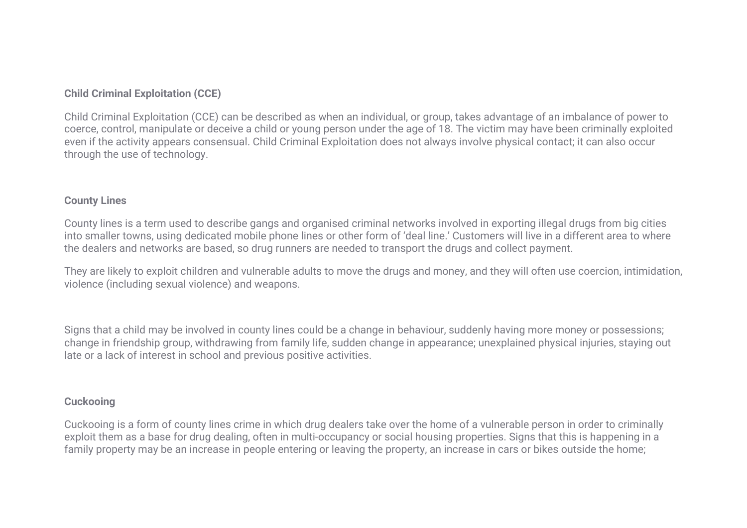## Child Criminal Exploitation (CCE)

Child Criminal Exploitation (CCE) can be described as when an individual, or group, takes advantage of an imbalance of power to coerce, control, manipulate or deceive a child or young person under the age of 18. The victim may have been criminally exploited even if the activity appears consensual. Child Criminal Exploitation does not always involve physical contact; it can also occur through the use of technology.

## County Lines

County lines is a term used to describe gangs and organised criminal networks involved in exporting illegal drugs from big cities into smaller towns, using dedicated mobile phone lines or other form of 'deal line.' Customers will live in a different area to where the dealers and networks are based, so drug runners are needed to transport the drugs and collect payment.

They are likely to exploit children and vulnerable adults to move the drugs and money, and they will often use coercion, intimidation, violence (including sexual violence) and weapons.

Signs that a child may be involved in county lines could be a change in behaviour, suddenly having more money or possessions; change in friendship group, withdrawing from family life, sudden change in appearance; unexplained physical injuries, staying out late or a lack of interest in school and previous positive activities.

## Cuckooing

Cuckooing is a form of county lines crime in which drug dealers take over the home of a vulnerable person in order to criminally exploit them as a base for drug dealing, often in multi-occupancy or social housing properties. Signs that this is happening in a family property may be an increase in people entering or leaving the property, an increase in cars or bikes outside the home;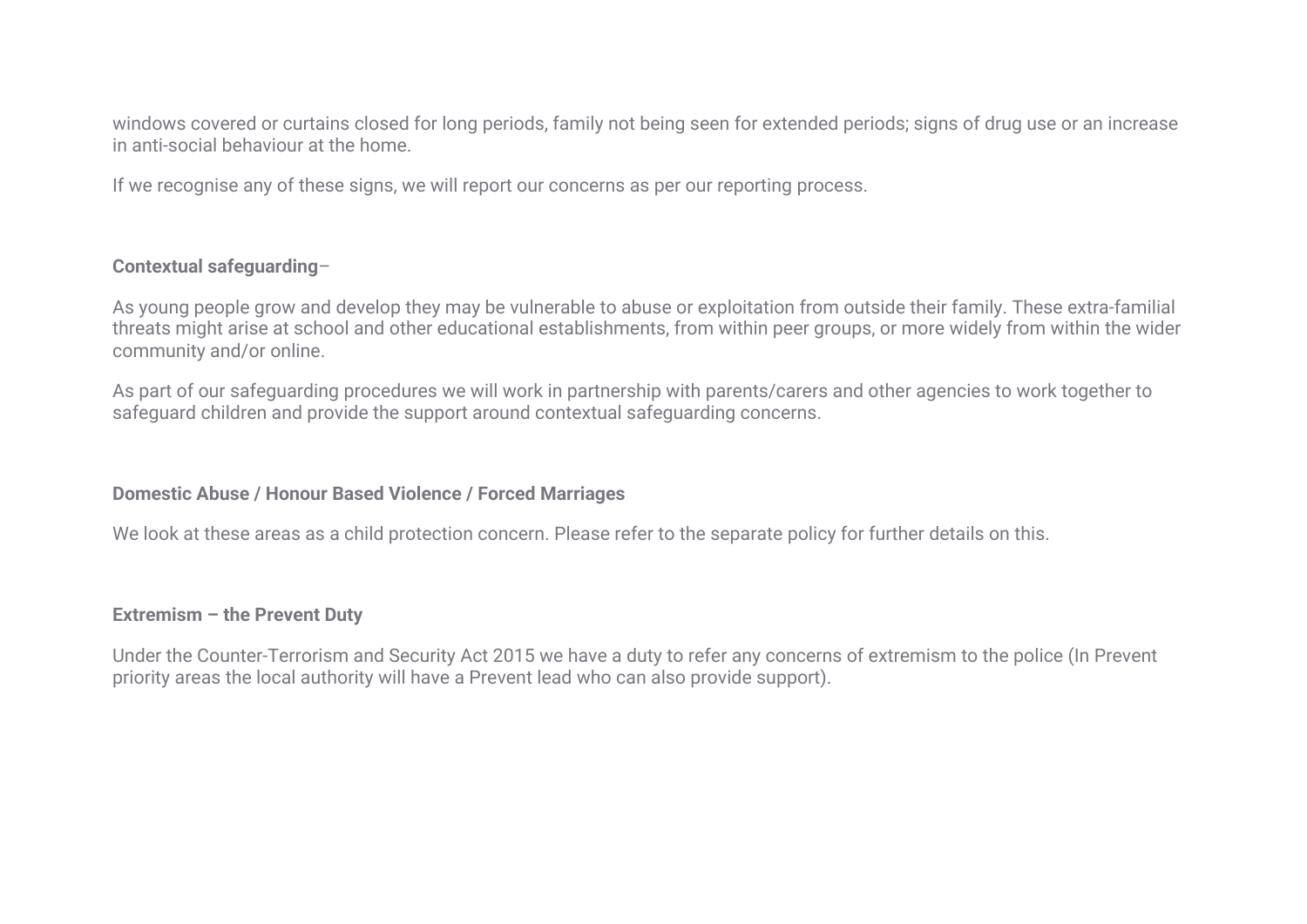windows covered or curtains closed for long periods, family not being seen for extended periods; signs of drug use or an increase in anti-social behaviour at the home.

If we recognise any of these signs, we will report our concerns as per our reporting process.

**Contextual safeguarding**–

As young people grow and develop they may be vulnerable to abuse or exploitation from outside their family. These extra-familial threats might arise at school and other educational establishments, from within peer groups, or more widely from within the wider community and/or online.

As part of our safeguarding procedures we will work in partnership with parents/carers and other agencies to work together to safeguard children and provide the support around contextual safeguarding concerns.

**Domestic Abuse / Honour Based Violence / Forced Marriages**

We look at these areas as a child protection concern. Please refer to the separate policy for further details on this.

**Extremism – the Prevent Duty**

Under the Counter-Terrorism and Security Act 2015 we have a duty to refer any concerns of extremism to the police (In Prevent priority areas the local authority will have a Prevent lead who can also provide support).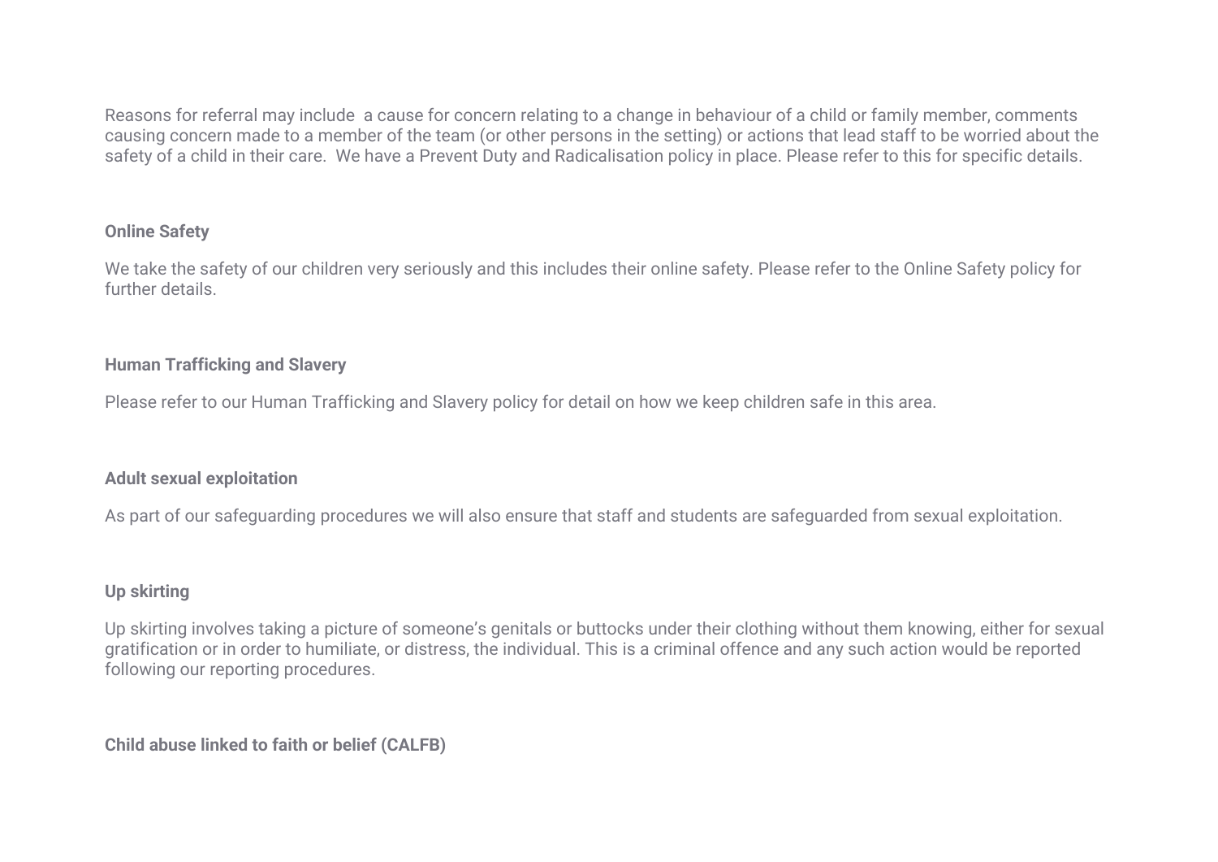Reasons for referral may include  a cause for concern relating to a change in behaviour of a child or family member, comments causing concern made to a member of the team (or other persons in the setting) or actions that lead staff to be worried about the safety of a child in their care.  We have a Prevent Duty and Radicalisation policy in place. Please refer to this for specific details.

**Online Safety**

We take the safety of our children very seriously and this includes their online safety. Please refer to the Online Safety policy for further details.

**Human Trafficking and Slavery**

Please refer to our Human Trafficking and Slavery policy for detail on how we keep children safe in this area.

**Adult sexual exploitation**

As part of our safeguarding procedures we will also ensure that staff and students are safeguarded from sexual exploitation.

**Up skirting**

Up skirting involves taking a picture of someone's genitals or buttocks under their clothing without them knowing, either for sexual gratification or in order to humiliate, or distress, the individual. This is a criminal offence and any such action would be reported following our reporting procedures.

**Child abuse linked to faith or belief (CALFB)**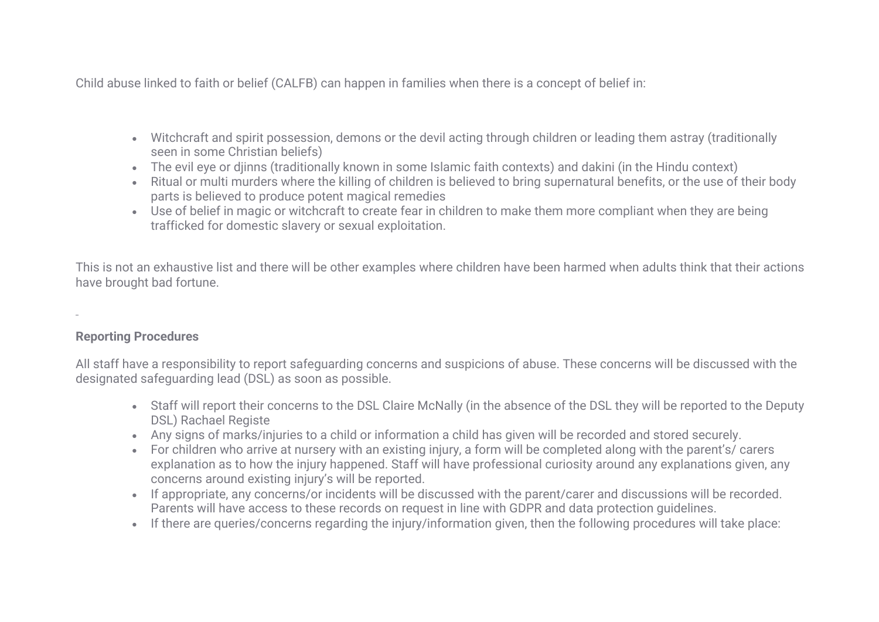Child abuse linked to faith or belief (CALFB) can happen in families when there is a concept of belief in:

- Witchcraft and spirit possession, demons or the devil acting through children or leading them astray (traditionally seen in some Christian beliefs)
- The evil eye or djinns (traditionally known in some Islamic faith contexts) and dakini (in the Hindu context)
- Ritual or multi murders where the killing of children is believed to bring supernatural benefits, or the use of their body parts is believed to produce potent magical remedies
- Use of belief in magic or witchcraft to create fear in children to make them more compliant when they are being trafficked for domestic slavery or sexual exploitation.

This is not an exhaustive list and there will be other examples where children have been harmed when adults think that their actions have brought bad fortune.

**Reporting Procedures**

All staff have a responsibility to report safeguarding concerns and suspicions of abuse. These concerns will be discussed with the designated safeguarding lead (DSL) as soon as possible.

- Staff will report their concerns to the DSL Claire McNally (in the absence of the DSL they will be reported to the Deputy DSL) Rachael Registe
- Any signs of marks/injuries to a child or information a child has given will be recorded and stored securely.
- For children who arrive at nursery with an existing injury, a form will be completed along with the parent's/ carers explanation as to how the injury happened. Staff will have professional curiosity around any explanations given, any concerns around existing injury's will be reported.
- If appropriate, any concerns/or incidents will be discussed with the parent/carer and discussions will be recorded. Parents will have access to these records on request in line with GDPR and data protection guidelines.
- If there are queries/concerns regarding the injury/information given, then the following procedures will take place: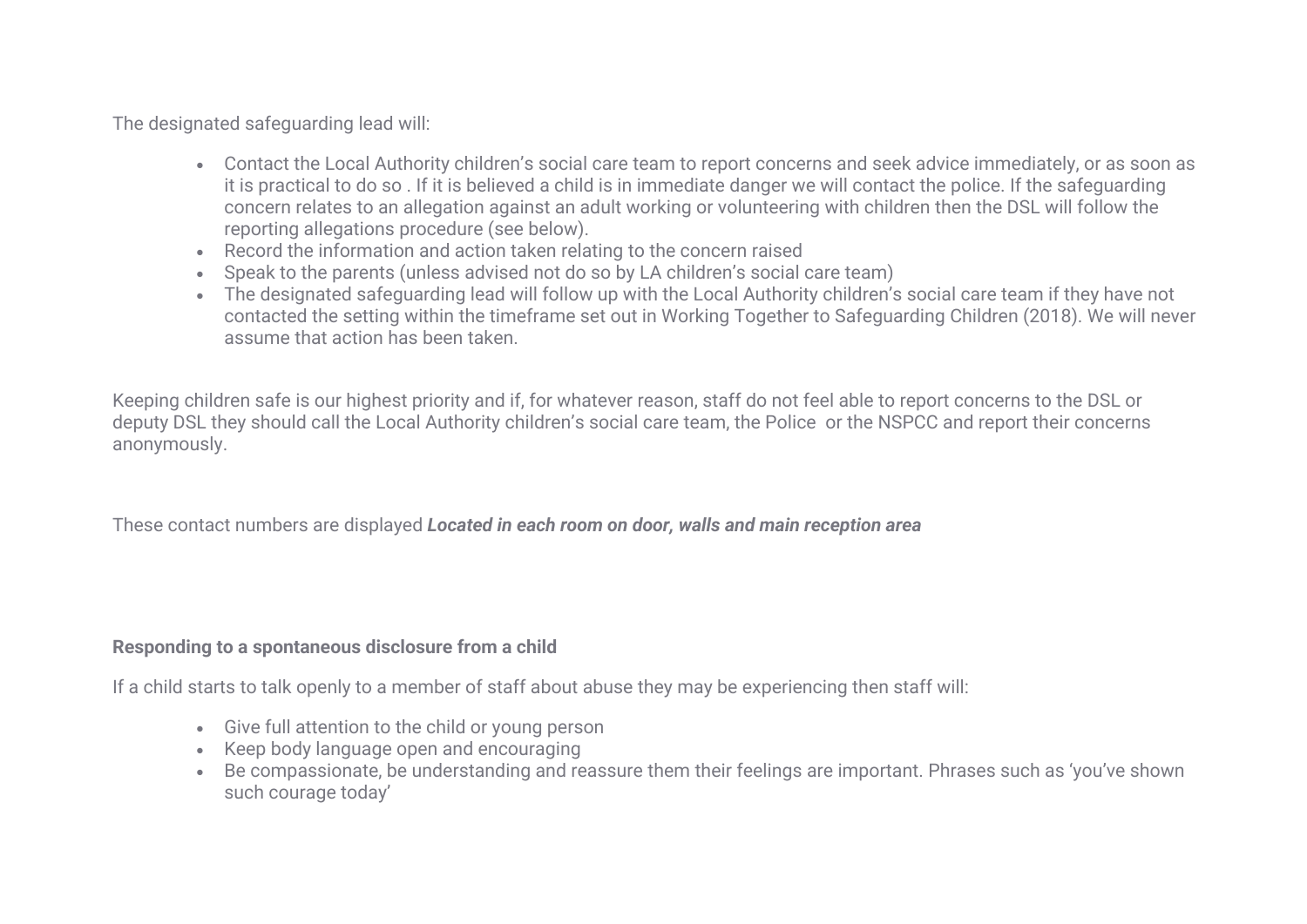The designated safeguarding lead will:

- Contact the Local Authority children's social care team to report concerns and seek advice immediately, or as soon as it is practical to do so . If it is believed a child is in immediate danger we will contact the police. If the safeguarding concern relates to an allegation against an adult working or volunteering with children then the DSL will follow the reporting allegations procedure (see below).
- Record the information and action taken relating to the concern raised
- Speak to the parents (unless advised not do so by LA children's social care team)
- The designated safeguarding lead will follow up with the Local Authority children's social care team if they have not contacted the setting within the timeframe set out in Working Together to Safeguarding Children (2018). We will never assume that action has been taken.

Keeping children safe is our highest priority and if, for whatever reason, staff do not feel able to report concerns to the DSL or deputy DSL they should call the Local Authority children's social care team, the Police or the NSPCC and report their concerns anonymously.

These contact numbers are displayed ***Located in each room on door, walls and main reception area***

**Responding to a spontaneous disclosure from a child**

If a child starts to talk openly to a member of staff about abuse they may be experiencing then staff will:

- Give full attention to the child or young person
- Keep body language open and encouraging
- Be compassionate, be understanding and reassure them their feelings are important. Phrases such as 'you've shown such courage today'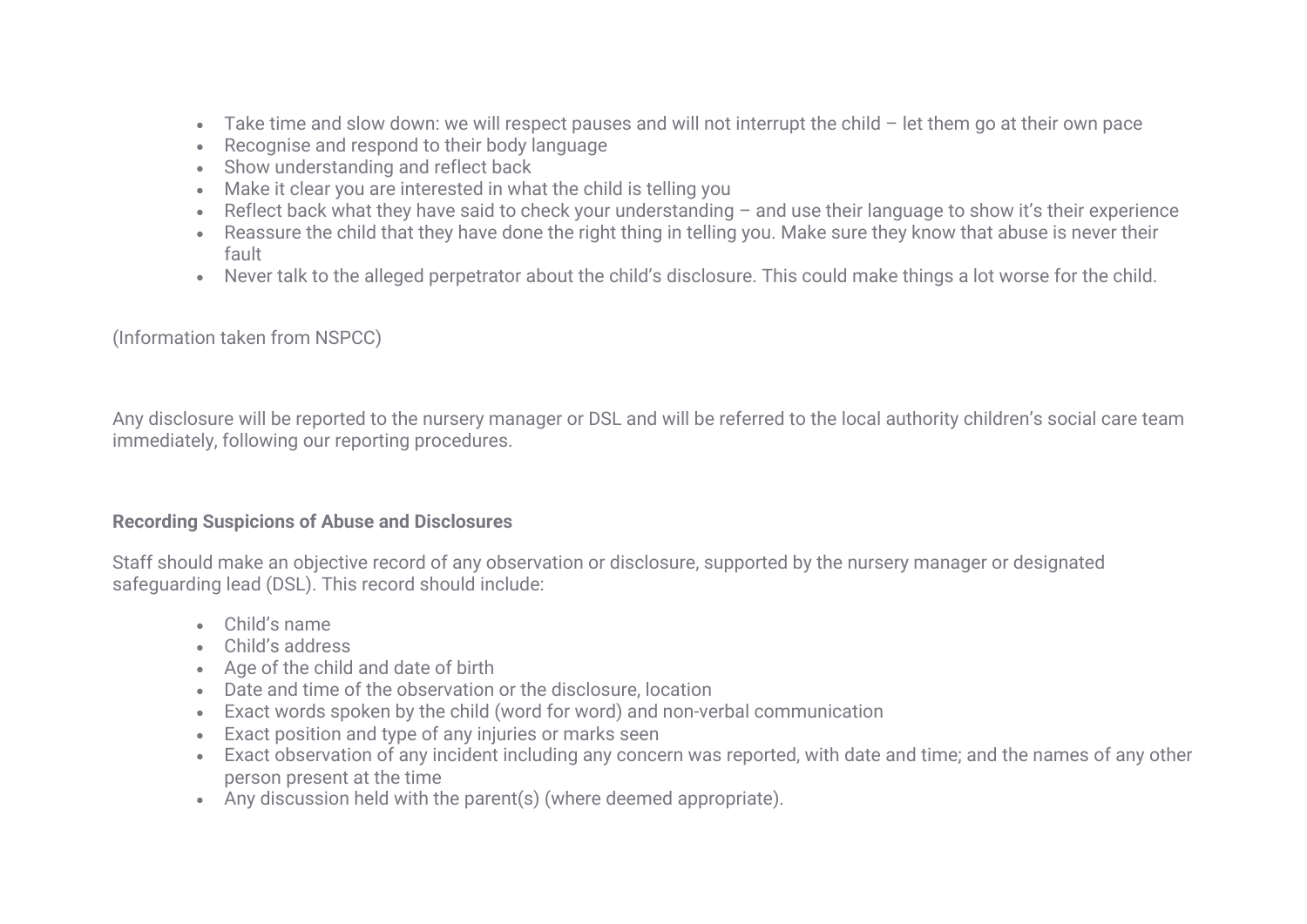- Take time and slow down: we will respect pauses and will not interrupt the child – let them go at their own pace
- Recognise and respond to their body language
- Show understanding and reflect back
- Make it clear you are interested in what the child is telling you
- Reflect back what they have said to check your understanding – and use their language to show it's their experience
- Reassure the child that they have done the right thing in telling you. Make sure they know that abuse is never their fault
- Never talk to the alleged perpetrator about the child's disclosure. This could make things a lot worse for the child.

(Information taken from NSPCC)

Any disclosure will be reported to the nursery manager or DSL and will be referred to the local authority children's social care team immediately, following our reporting procedures.

**Recording Suspicions of Abuse and Disclosures**

Staff should make an objective record of any observation or disclosure, supported by the nursery manager or designated safeguarding lead (DSL). This record should include:

- Child's name
- Child's address
- Age of the child and date of birth
- Date and time of the observation or the disclosure, location
- Exact words spoken by the child (word for word) and non-verbal communication
- Exact position and type of any injuries or marks seen
- Exact observation of any incident including any concern was reported, with date and time; and the names of any other person present at the time
- Any discussion held with the parent(s) (where deemed appropriate).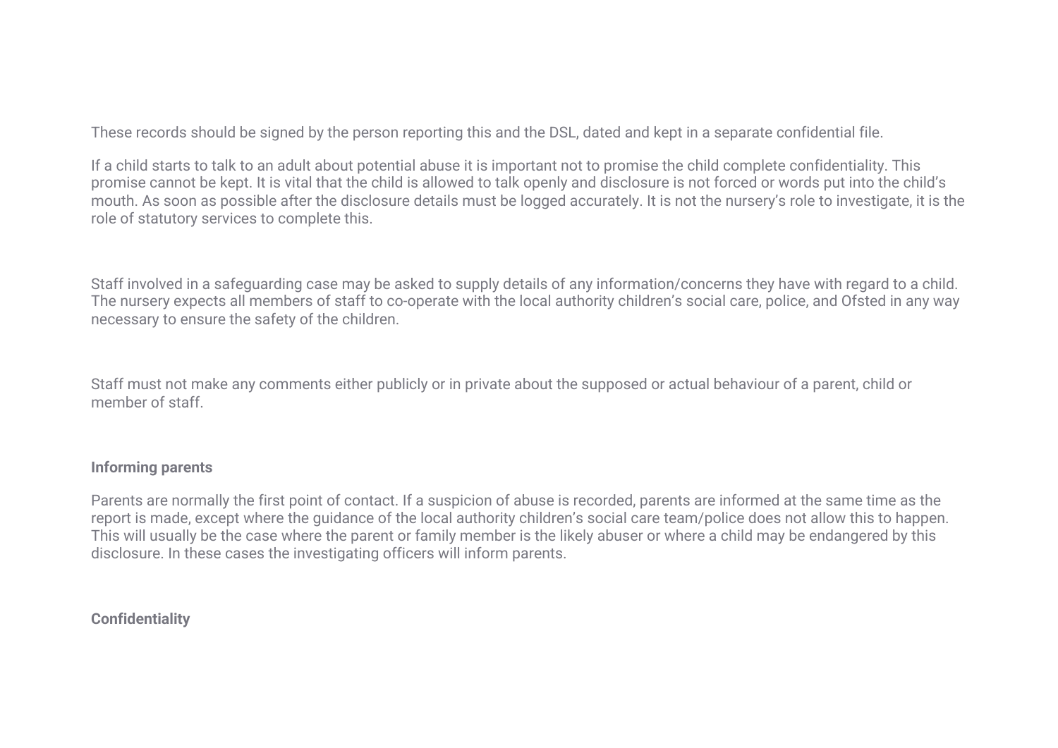These records should be signed by the person reporting this and the DSL, dated and kept in a separate confidential file.

If a child starts to talk to an adult about potential abuse it is important not to promise the child complete confidentiality. This promise cannot be kept. It is vital that the child is allowed to talk openly and disclosure is not forced or words put into the child's mouth. As soon as possible after the disclosure details must be logged accurately. It is not the nursery's role to investigate, it is the role of statutory services to complete this.

Staff involved in a safeguarding case may be asked to supply details of any information/concerns they have with regard to a child. The nursery expects all members of staff to co-operate with the local authority children's social care, police, and Ofsted in any way necessary to ensure the safety of the children.

Staff must not make any comments either publicly or in private about the supposed or actual behaviour of a parent, child or member of staff.

**Informing parents**

Parents are normally the first point of contact. If a suspicion of abuse is recorded, parents are informed at the same time as the report is made, except where the guidance of the local authority children's social care team/police does not allow this to happen. This will usually be the case where the parent or family member is the likely abuser or where a child may be endangered by this disclosure. In these cases the investigating officers will inform parents.

**Confidentiality**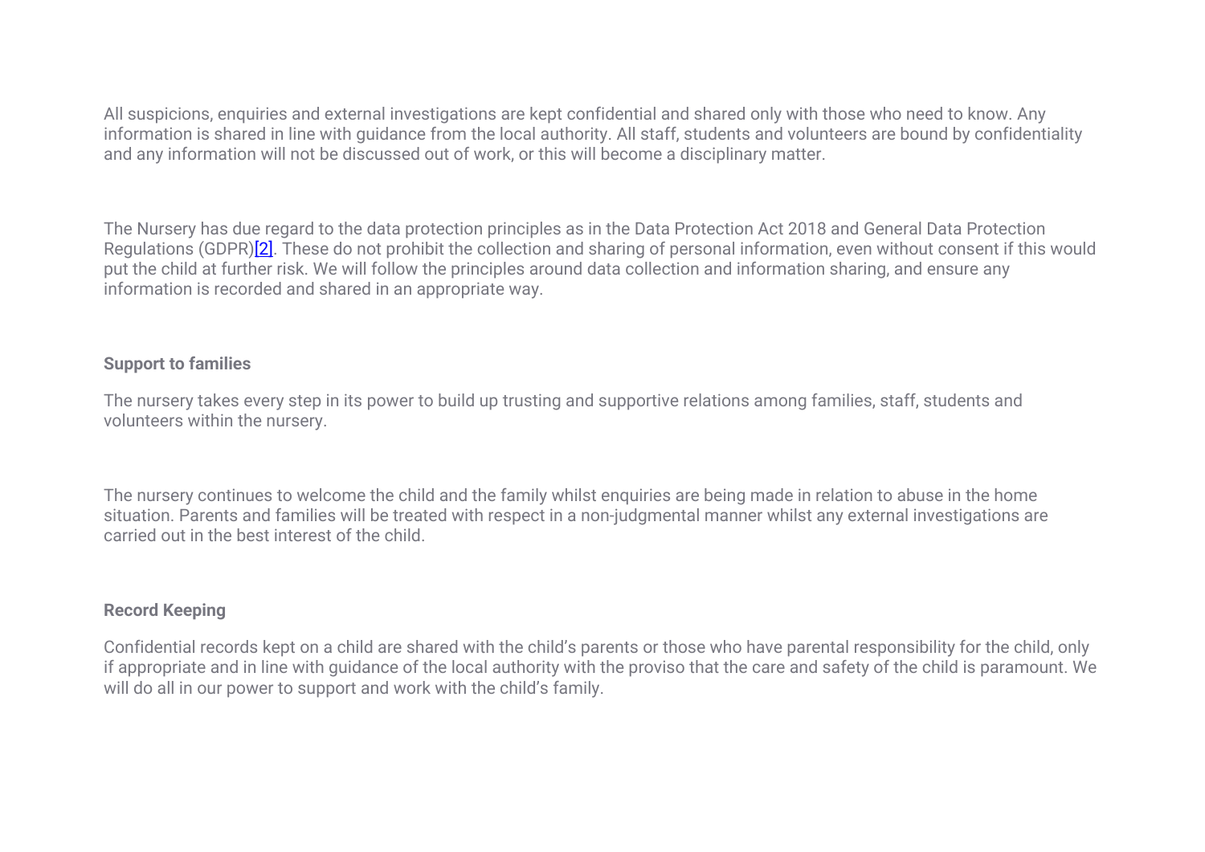All suspicions, enquiries and external investigations are kept confidential and shared only with those who need to know. Any information is shared in line with guidance from the local authority. All staff, students and volunteers are bound by confidentiality and any information will not be discussed out of work, or this will become a disciplinary matter.

The Nursery has due regard to the data protection principles as in the Data Protection Act 2018 and General Data Protection Regulations (GDPR)[2]. These do not prohibit the collection and sharing of personal information, even without consent if this would put the child at further risk. We will follow the principles around data collection and information sharing, and ensure any information is recorded and shared in an appropriate way.

**Support to families**

The nursery takes every step in its power to build up trusting and supportive relations among families, staff, students and volunteers within the nursery.

The nursery continues to welcome the child and the family whilst enquiries are being made in relation to abuse in the home situation. Parents and families will be treated with respect in a non-judgmental manner whilst any external investigations are carried out in the best interest of the child.

**Record Keeping**

Confidential records kept on a child are shared with the child's parents or those who have parental responsibility for the child, only if appropriate and in line with guidance of the local authority with the proviso that the care and safety of the child is paramount. We will do all in our power to support and work with the child's family.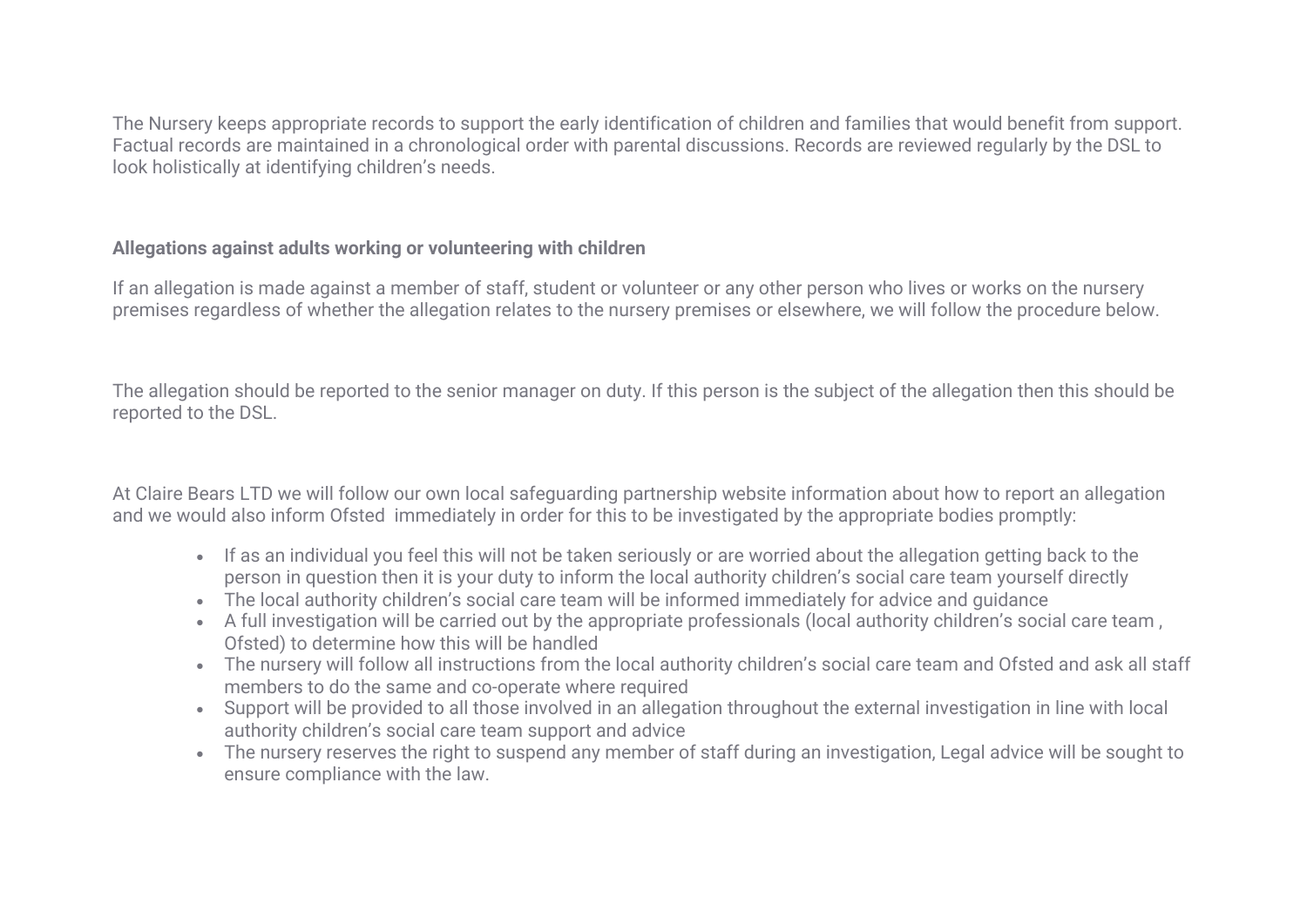The Nursery keeps appropriate records to support the early identification of children and families that would benefit from support. Factual records are maintained in a chronological order with parental discussions. Records are reviewed regularly by the DSL to look holistically at identifying children's needs.

**Allegations against adults working or volunteering with children**

If an allegation is made against a member of staff, student or volunteer or any other person who lives or works on the nursery premises regardless of whether the allegation relates to the nursery premises or elsewhere, we will follow the procedure below.

The allegation should be reported to the senior manager on duty. If this person is the subject of the allegation then this should be reported to the DSL.

At Claire Bears LTD we will follow our own local safeguarding partnership website information about how to report an allegation and we would also inform Ofsted  immediately in order for this to be investigated by the appropriate bodies promptly:

- If as an individual you feel this will not be taken seriously or are worried about the allegation getting back to the person in question then it is your duty to inform the local authority children's social care team yourself directly
- The local authority children's social care team will be informed immediately for advice and guidance
- A full investigation will be carried out by the appropriate professionals (local authority children's social care team , Ofsted) to determine how this will be handled
- The nursery will follow all instructions from the local authority children's social care team and Ofsted and ask all staff members to do the same and co-operate where required
- Support will be provided to all those involved in an allegation throughout the external investigation in line with local authority children's social care team support and advice
- The nursery reserves the right to suspend any member of staff during an investigation, Legal advice will be sought to ensure compliance with the law.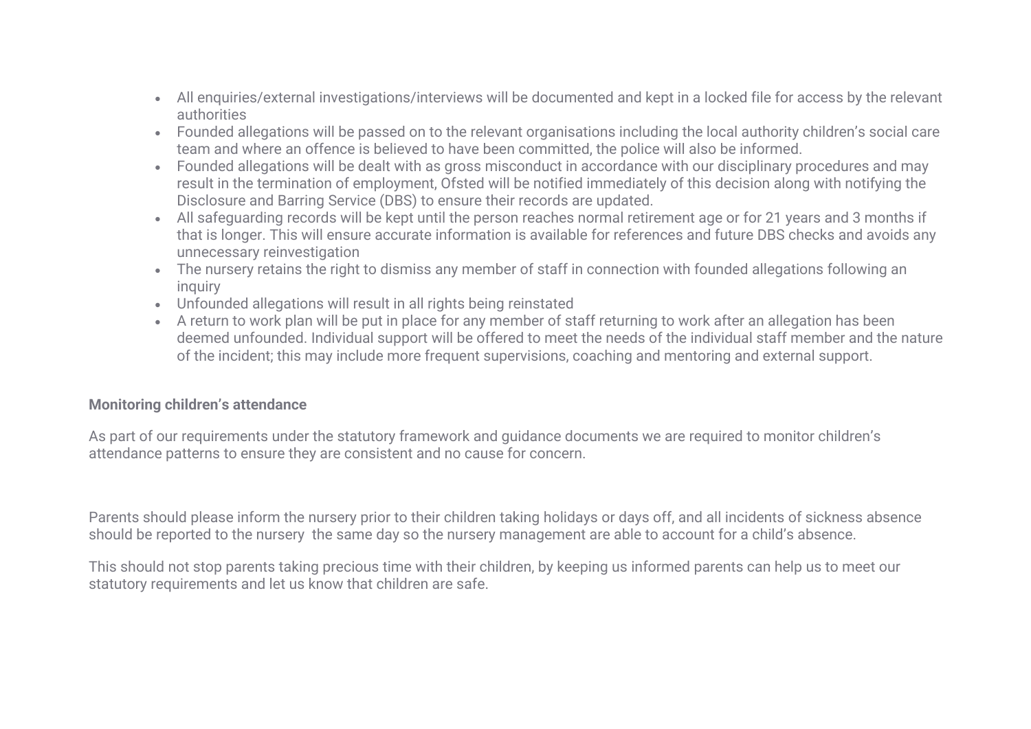- All enquiries/external investigations/interviews will be documented and kept in a locked file for access by the relevant authorities
- Founded allegations will be passed on to the relevant organisations including the local authority children's social care team and where an offence is believed to have been committed, the police will also be informed.
- Founded allegations will be dealt with as gross misconduct in accordance with our disciplinary procedures and may result in the termination of employment, Ofsted will be notified immediately of this decision along with notifying the Disclosure and Barring Service (DBS) to ensure their records are updated.
- All safeguarding records will be kept until the person reaches normal retirement age or for 21 years and 3 months if that is longer. This will ensure accurate information is available for references and future DBS checks and avoids any unnecessary reinvestigation
- The nursery retains the right to dismiss any member of staff in connection with founded allegations following an inquiry
- Unfounded allegations will result in all rights being reinstated
- A return to work plan will be put in place for any member of staff returning to work after an allegation has been deemed unfounded. Individual support will be offered to meet the needs of the individual staff member and the nature of the incident; this may include more frequent supervisions, coaching and mentoring and external support.

**Monitoring children's attendance**

As part of our requirements under the statutory framework and guidance documents we are required to monitor children's attendance patterns to ensure they are consistent and no cause for concern.

Parents should please inform the nursery prior to their children taking holidays or days off, and all incidents of sickness absence should be reported to the nursery the same day so the nursery management are able to account for a child's absence.

This should not stop parents taking precious time with their children, by keeping us informed parents can help us to meet our statutory requirements and let us know that children are safe.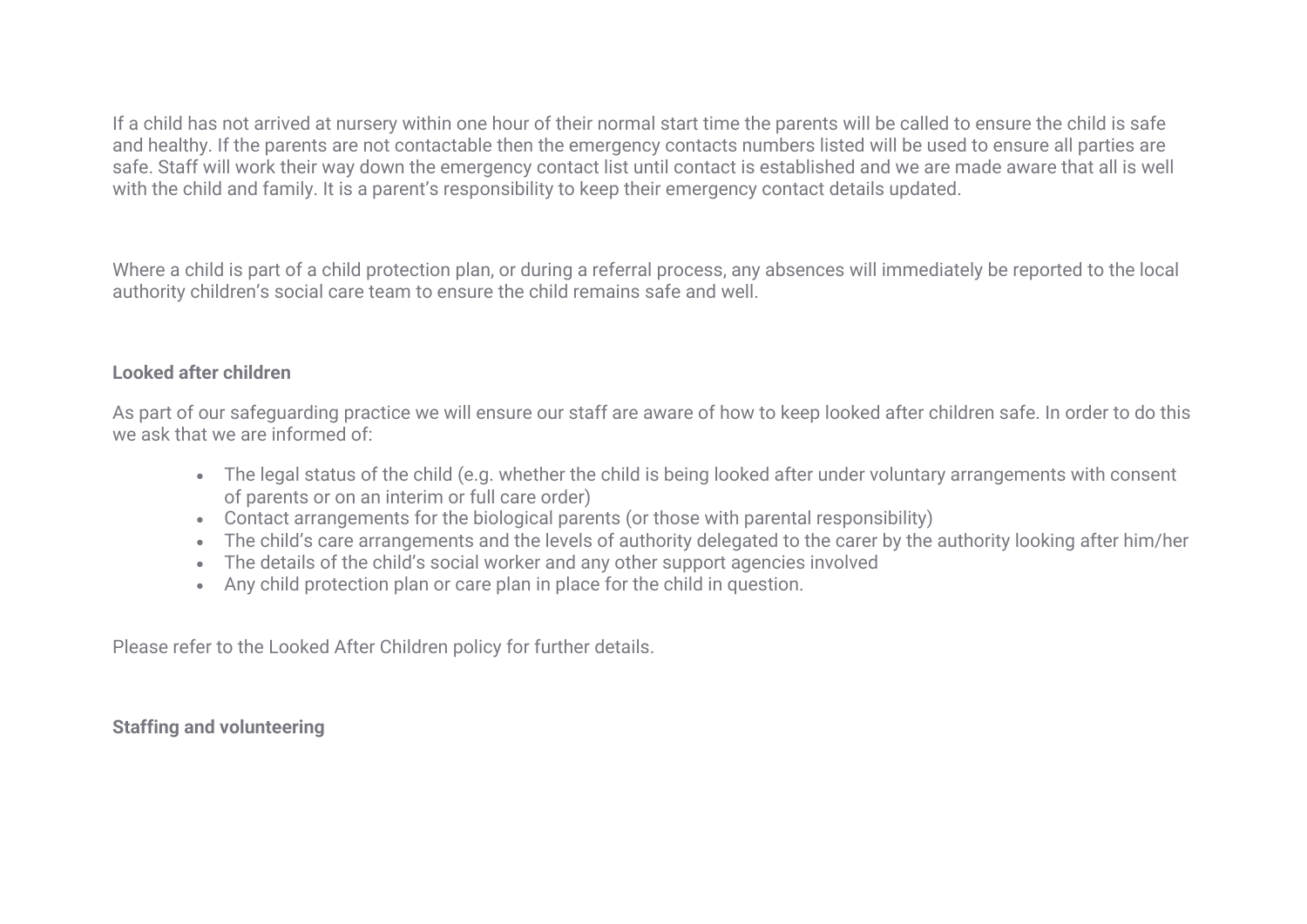If a child has not arrived at nursery within one hour of their normal start time the parents will be called to ensure the child is safe and healthy. If the parents are not contactable then the emergency contacts numbers listed will be used to ensure all parties are safe. Staff will work their way down the emergency contact list until contact is established and we are made aware that all is well with the child and family. It is a parent's responsibility to keep their emergency contact details updated.

Where a child is part of a child protection plan, or during a referral process, any absences will immediately be reported to the local authority children's social care team to ensure the child remains safe and well.

**Looked after children**

As part of our safeguarding practice we will ensure our staff are aware of how to keep looked after children safe. In order to do this we ask that we are informed of:

- The legal status of the child (e.g. whether the child is being looked after under voluntary arrangements with consent of parents or on an interim or full care order)
- Contact arrangements for the biological parents (or those with parental responsibility)
- The child's care arrangements and the levels of authority delegated to the carer by the authority looking after him/her
- The details of the child's social worker and any other support agencies involved
- Any child protection plan or care plan in place for the child in question.

Please refer to the Looked After Children policy for further details.

**Staffing and volunteering**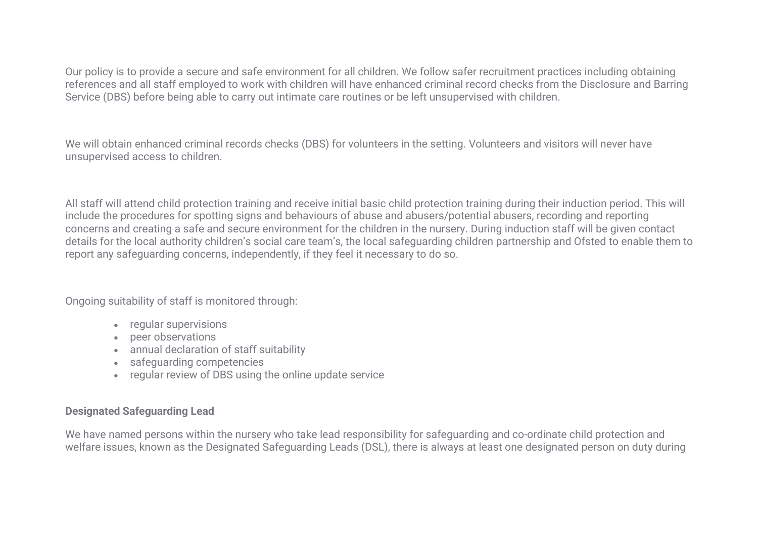Our policy is to provide a secure and safe environment for all children. We follow safer recruitment practices including obtaining references and all staff employed to work with children will have enhanced criminal record checks from the Disclosure and Barring Service (DBS) before being able to carry out intimate care routines or be left unsupervised with children.

We will obtain enhanced criminal records checks (DBS) for volunteers in the setting. Volunteers and visitors will never have unsupervised access to children.

All staff will attend child protection training and receive initial basic child protection training during their induction period. This will include the procedures for spotting signs and behaviours of abuse and abusers/potential abusers, recording and reporting concerns and creating a safe and secure environment for the children in the nursery. During induction staff will be given contact details for the local authority children's social care team's, the local safeguarding children partnership and Ofsted to enable them to report any safeguarding concerns, independently, if they feel it necessary to do so.

Ongoing suitability of staff is monitored through:

- regular supervisions
- peer observations
- annual declaration of staff suitability
- safeguarding competencies
- regular review of DBS using the online update service

**Designated Safeguarding Lead**

We have named persons within the nursery who take lead responsibility for safeguarding and co-ordinate child protection and welfare issues, known as the Designated Safeguarding Leads (DSL), there is always at least one designated person on duty during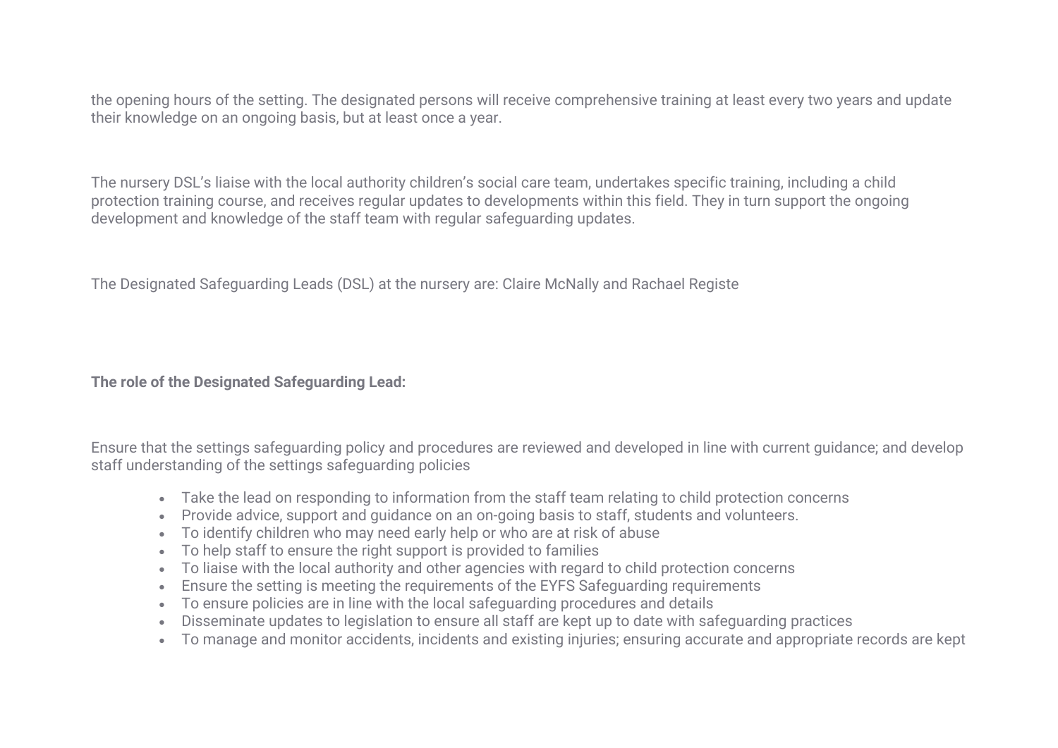the opening hours of the setting. The designated persons will receive comprehensive training at least every two years and update their knowledge on an ongoing basis, but at least once a year.

The nursery DSL's liaise with the local authority children's social care team, undertakes specific training, including a child protection training course, and receives regular updates to developments within this field. They in turn support the ongoing development and knowledge of the staff team with regular safeguarding updates.

The Designated Safeguarding Leads (DSL) at the nursery are: Claire McNally and Rachael Registe

**The role of the Designated Safeguarding Lead:**

Ensure that the settings safeguarding policy and procedures are reviewed and developed in line with current guidance; and develop staff understanding of the settings safeguarding policies

- Take the lead on responding to information from the staff team relating to child protection concerns
- Provide advice, support and guidance on an on-going basis to staff, students and volunteers.
- To identify children who may need early help or who are at risk of abuse
- To help staff to ensure the right support is provided to families
- To liaise with the local authority and other agencies with regard to child protection concerns
- Ensure the setting is meeting the requirements of the EYFS Safeguarding requirements
- To ensure policies are in line with the local safeguarding procedures and details
- Disseminate updates to legislation to ensure all staff are kept up to date with safeguarding practices
- To manage and monitor accidents, incidents and existing injuries; ensuring accurate and appropriate records are kept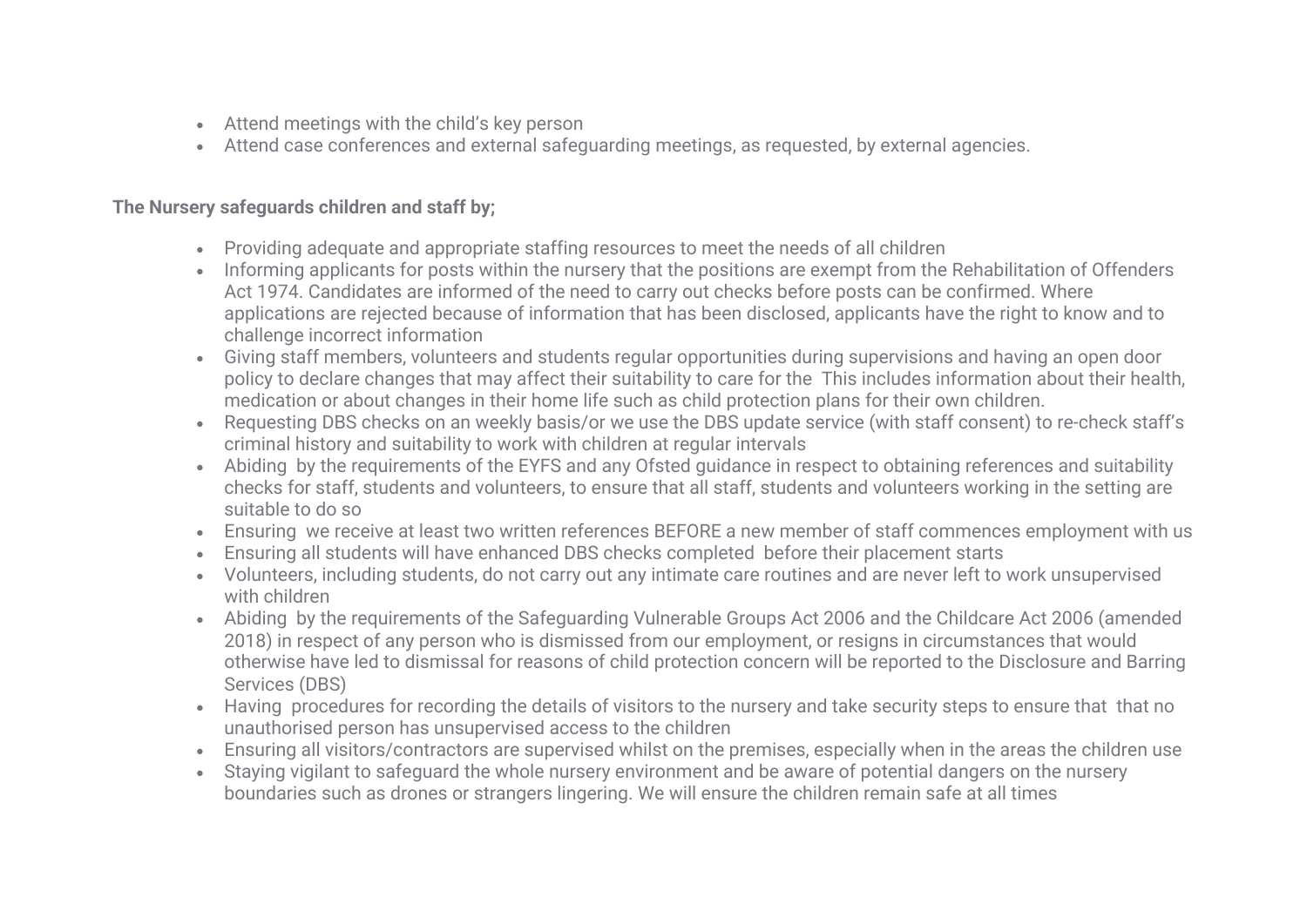- Attend meetings with the child's key person
- Attend case conferences and external safeguarding meetings, as requested, by external agencies.

**The Nursery safeguards children and staff by;**

- Providing adequate and appropriate staffing resources to meet the needs of all children
- Informing applicants for posts within the nursery that the positions are exempt from the Rehabilitation of Offenders Act 1974. Candidates are informed of the need to carry out checks before posts can be confirmed. Where applications are rejected because of information that has been disclosed, applicants have the right to know and to challenge incorrect information
- Giving staff members, volunteers and students regular opportunities during supervisions and having an open door policy to declare changes that may affect their suitability to care for the This includes information about their health, medication or about changes in their home life such as child protection plans for their own children.
- Requesting DBS checks on an weekly basis/or we use the DBS update service (with staff consent) to re-check staff's criminal history and suitability to work with children at regular intervals
- Abiding by the requirements of the EYFS and any Ofsted guidance in respect to obtaining references and suitability checks for staff, students and volunteers, to ensure that all staff, students and volunteers working in the setting are suitable to do so
- Ensuring we receive at least two written references BEFORE a new member of staff commences employment with us
- Ensuring all students will have enhanced DBS checks completed before their placement starts
- Volunteers, including students, do not carry out any intimate care routines and are never left to work unsupervised with children
- Abiding by the requirements of the Safeguarding Vulnerable Groups Act 2006 and the Childcare Act 2006 (amended 2018) in respect of any person who is dismissed from our employment, or resigns in circumstances that would otherwise have led to dismissal for reasons of child protection concern will be reported to the Disclosure and Barring Services (DBS)
- Having procedures for recording the details of visitors to the nursery and take security steps to ensure that that no unauthorised person has unsupervised access to the children
- Ensuring all visitors/contractors are supervised whilst on the premises, especially when in the areas the children use
- Staying vigilant to safeguard the whole nursery environment and be aware of potential dangers on the nursery boundaries such as drones or strangers lingering. We will ensure the children remain safe at all times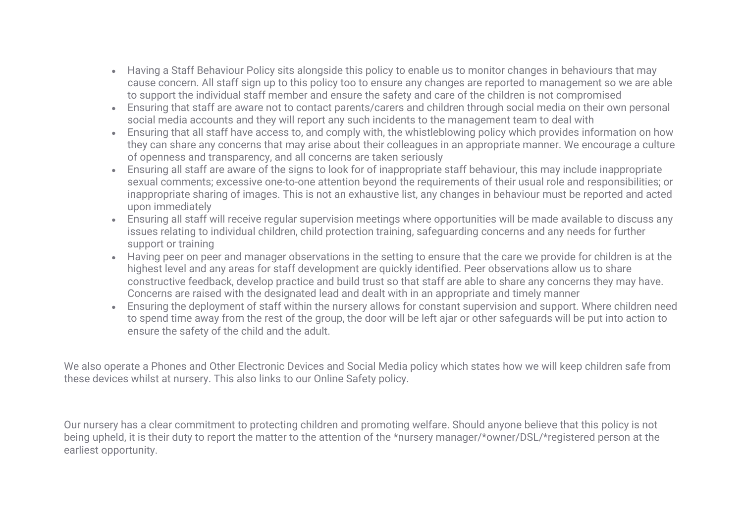- Having a Staff Behaviour Policy sits alongside this policy to enable us to monitor changes in behaviours that may cause concern. All staff sign up to this policy too to ensure any changes are reported to management so we are able to support the individual staff member and ensure the safety and care of the children is not compromised
- Ensuring that staff are aware not to contact parents/carers and children through social media on their own personal social media accounts and they will report any such incidents to the management team to deal with
- Ensuring that all staff have access to, and comply with, the whistleblowing policy which provides information on how they can share any concerns that may arise about their colleagues in an appropriate manner. We encourage a culture of openness and transparency, and all concerns are taken seriously
- Ensuring all staff are aware of the signs to look for of inappropriate staff behaviour, this may include inappropriate sexual comments; excessive one-to-one attention beyond the requirements of their usual role and responsibilities; or inappropriate sharing of images. This is not an exhaustive list, any changes in behaviour must be reported and acted upon immediately
- Ensuring all staff will receive regular supervision meetings where opportunities will be made available to discuss any issues relating to individual children, child protection training, safeguarding concerns and any needs for further support or training
- Having peer on peer and manager observations in the setting to ensure that the care we provide for children is at the highest level and any areas for staff development are quickly identified. Peer observations allow us to share constructive feedback, develop practice and build trust so that staff are able to share any concerns they may have. Concerns are raised with the designated lead and dealt with in an appropriate and timely manner
- Ensuring the deployment of staff within the nursery allows for constant supervision and support. Where children need to spend time away from the rest of the group, the door will be left ajar or other safeguards will be put into action to ensure the safety of the child and the adult.

We also operate a Phones and Other Electronic Devices and Social Media policy which states how we will keep children safe from these devices whilst at nursery. This also links to our Online Safety policy.

Our nursery has a clear commitment to protecting children and promoting welfare. Should anyone believe that this policy is not being upheld, it is their duty to report the matter to the attention of the *nursery manager/*owner/DSL/*registered person at the earliest opportunity.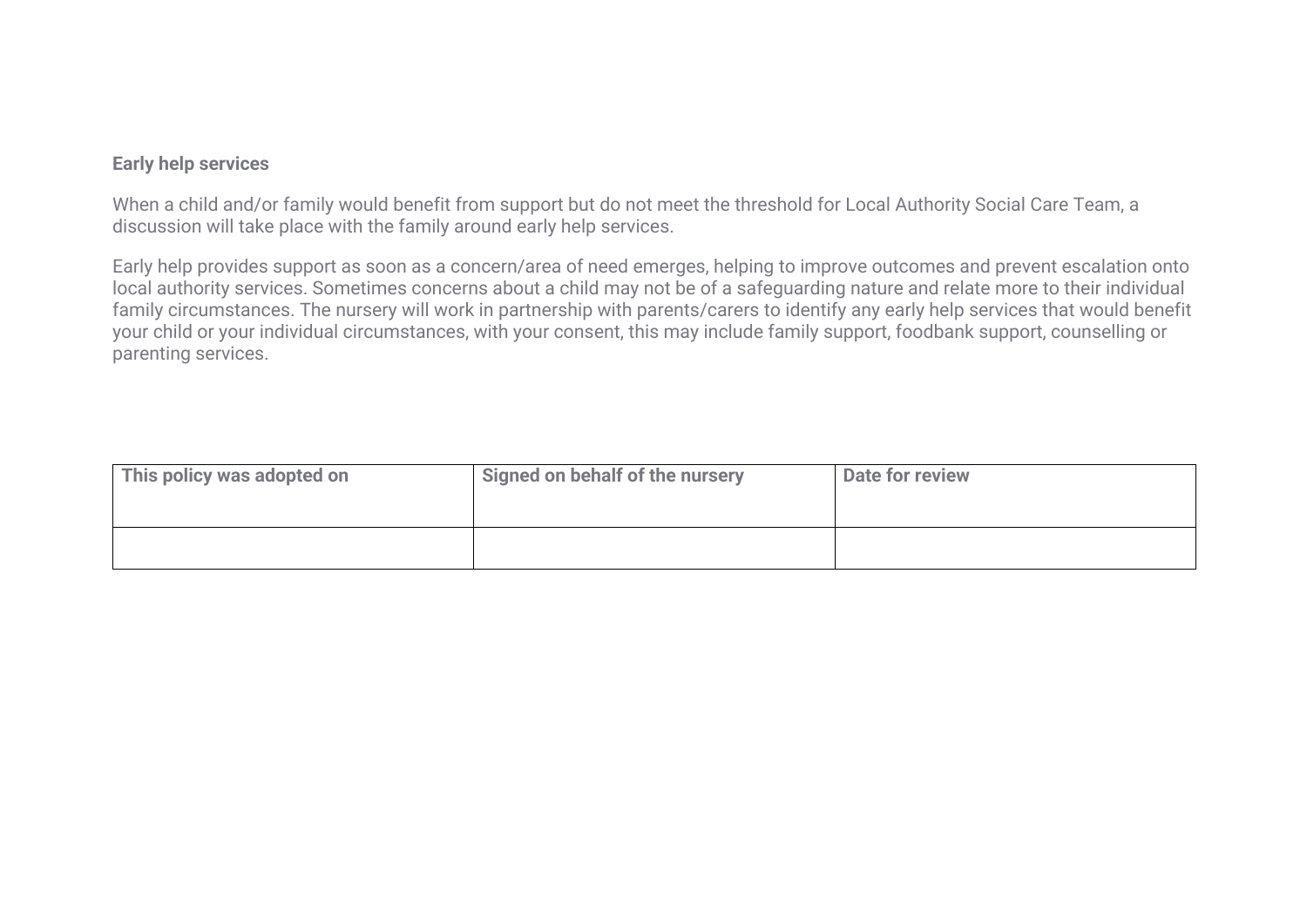**Early help services**

When a child and/or family would benefit from support but do not meet the threshold for Local Authority Social Care Team, a discussion will take place with the family around early help services.

Early help provides support as soon as a concern/area of need emerges, helping to improve outcomes and prevent escalation onto local authority services. Sometimes concerns about a child may not be of a safeguarding nature and relate more to their individual family circumstances. The nursery will work in partnership with parents/carers to identify any early help services that would benefit your child or your individual circumstances, with your consent, this may include family support, foodbank support, counselling or parenting services.

| This policy was adopted on | Signed on behalf of the nursery | Date for review |
|---|---|---|
| | | |